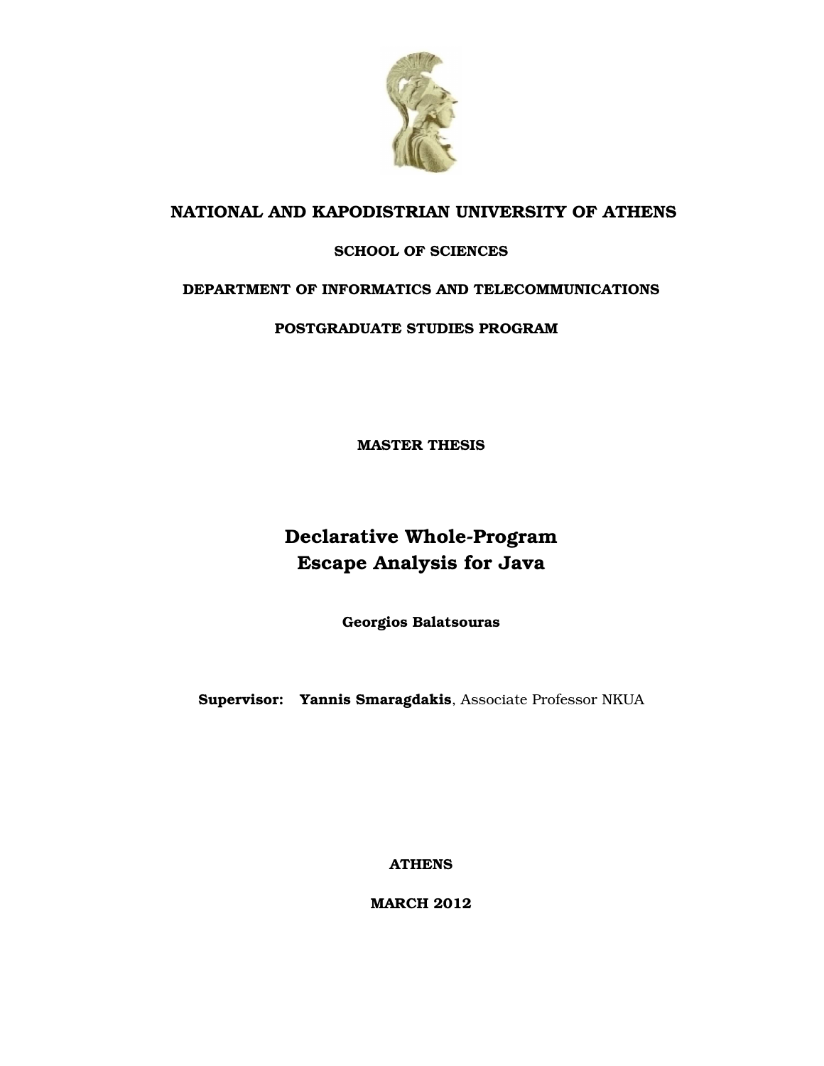**NATIONAL AND KAPODISTRIAN UNIVERSITY OF ATHENS**

**SCHOOL OF SCIENCES**

**DEPARTMENT OF INFORMATICS AND TELECOMMUNICATIONS**

**POSTGRADUATE STUDIES PROGRAM**

**MASTER THESIS**

# Declarative Whole-Program Escape Analysis for Java

**Georgios Balatsouras**

**Supervisor:** **Yannis Smaragdakis**, Associate Professor NKUA

**ATHENS**

**MARCH 2012**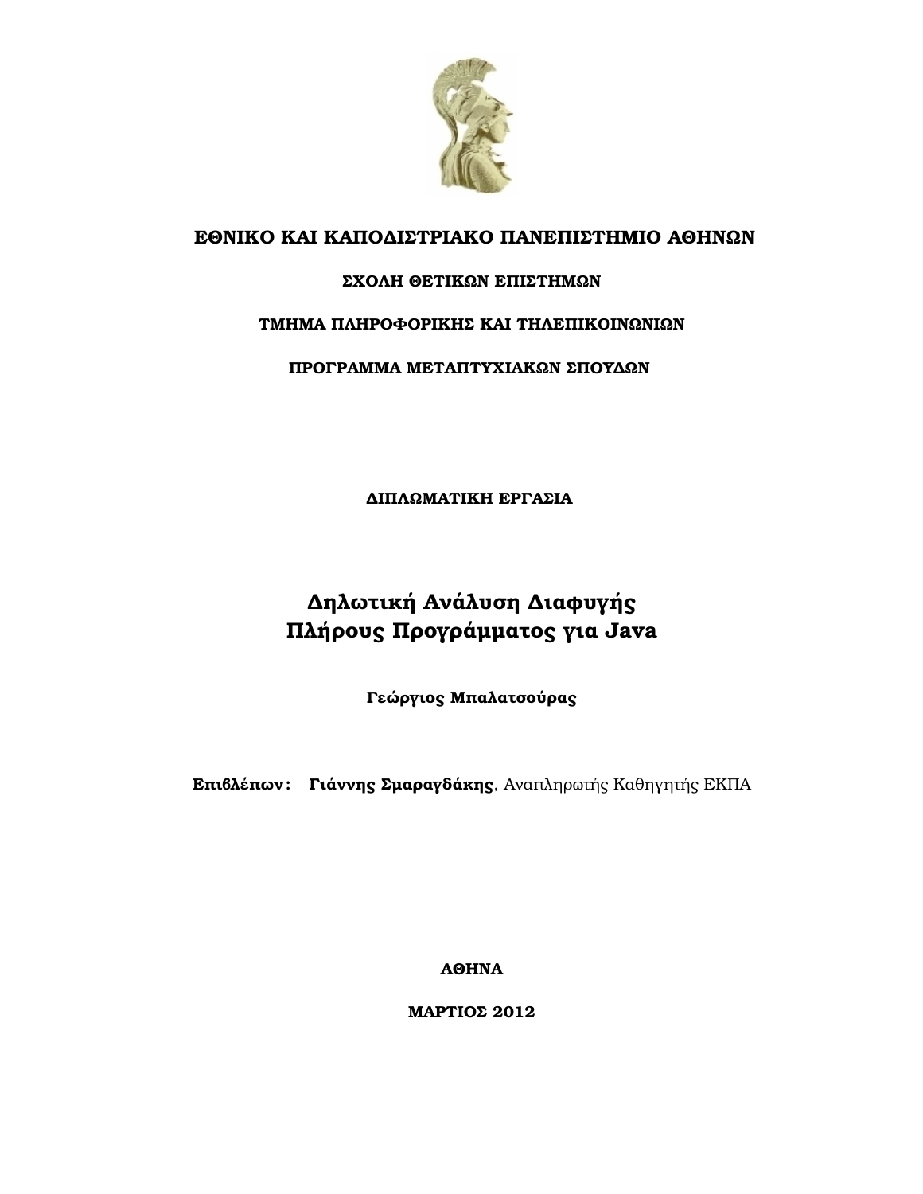**ΕΘΝΙΚΟ ΚΑΙ ΚΑΠΟΔΙΣΤΡΙΑΚΟ ΠΑΝΕΠΙΣΤΗΜΙΟ ΑΘΗΝΩΝ**

**ΣΧΟΛΗ ΘΕΤΙΚΩΝ ΕΠΙΣΤΗΜΩΝ**

**ΤΜΗΜΑ ΠΛΗΡΟΦΟΡΙΚΗΣ ΚΑΙ ΤΗΛΕΠΙΚΟΙΝΩΝΙΩΝ**

**ΠΡΟΓΡΑΜΜΑ ΜΕΤΑΠΤΥΧΙΑΚΩΝ ΣΠΟΥΔΩΝ**

**ΔΙΠΛΩΜΑΤΙΚΗ ΕΡΓΑΣΙΑ**

# Δηλωτική Ανάλυση Διαφυγής Πλήρους Προγράμματος για Java

**Γεώργιος Μπαλατσούρας**

**Επιβλέπων:** **Γιάννης Σμαραγδάκης**, Αναπληρωτής Καθηγητής ΕΚΠΑ

**ΑΘΗΝΑ**

**ΜΑΡΤΙΟΣ 2012**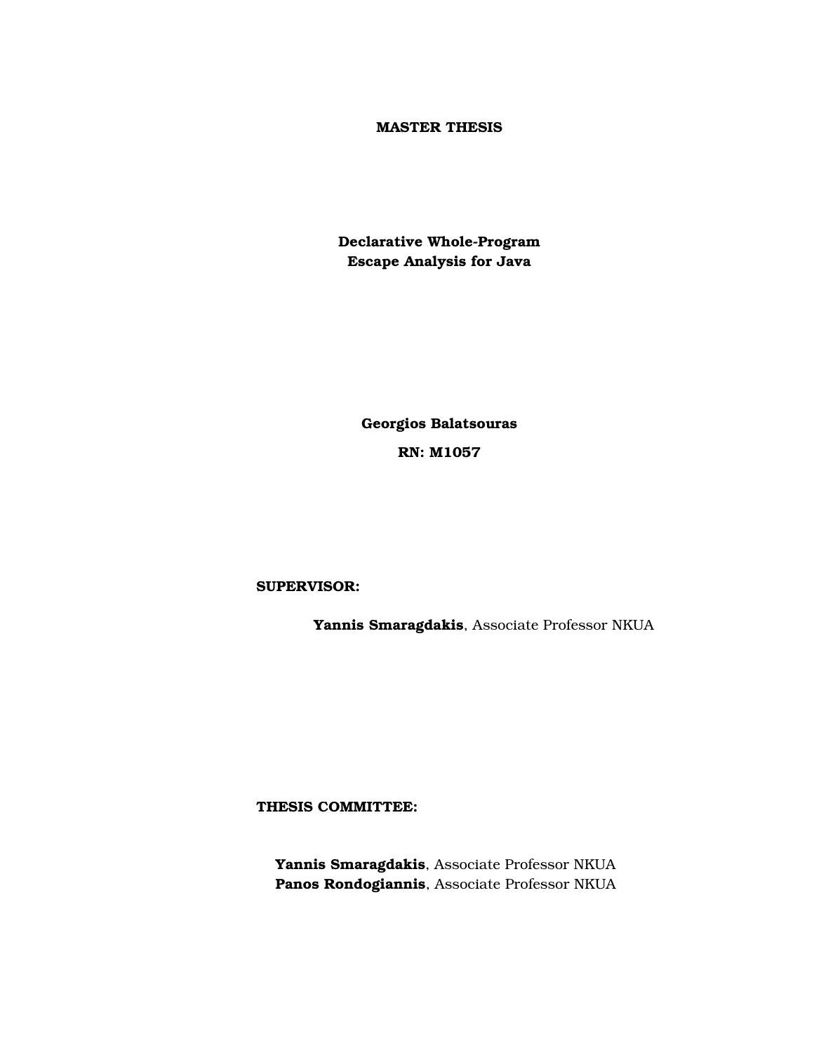**MASTER THESIS**

**Declarative Whole-Program Escape Analysis for Java**

**Georgios Balatsouras**

**RN: M1057**

**SUPERVISOR:**

**Yannis Smaragdakis**, Associate Professor NKUA

**THESIS COMMITTEE:**

**Yannis Smaragdakis**, Associate Professor NKUA
**Panos Rondogiannis**, Associate Professor NKUA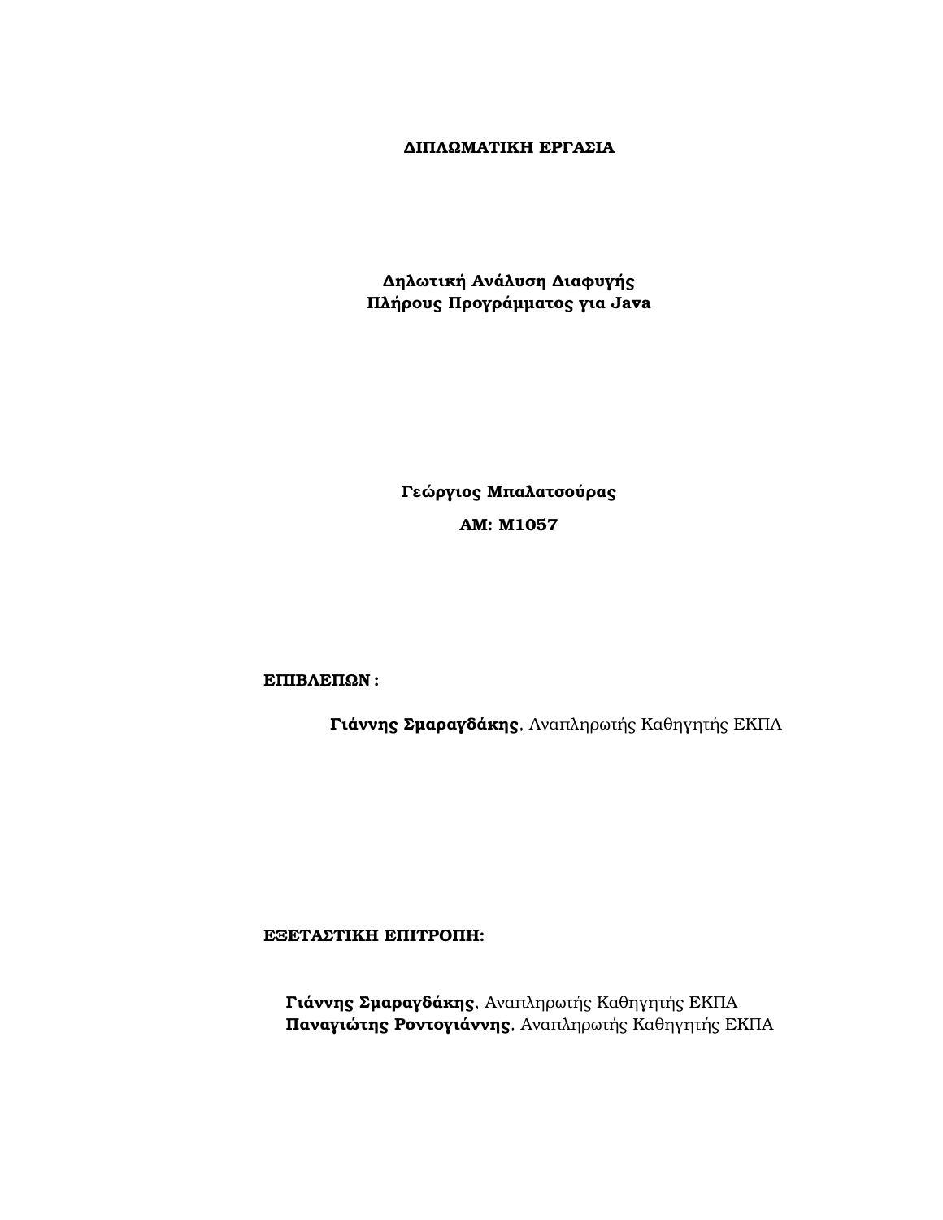**ΔΙΠΛΩΜΑΤΙΚΗ ΕΡΓΑΣΙΑ**

**Δηλωτική Ανάλυση Διαφυγής**
**Πλήρους Προγράμματος για Java**

**Γεώργιος Μπαλατσούρας**

**ΑΜ: M1057**

**ΕΠΙΒΛΕΠΩΝ :**

**Γιάννης Σμαραγδάκης**, Αναπληρωτής Καθηγητής ΕΚΠΑ

**ΕΞΕΤΑΣΤΙΚΗ ΕΠΙΤΡΟΠΗ:**

**Γιάννης Σμαραγδάκης**, Αναπληρωτής Καθηγητής ΕΚΠΑ
**Παναγιώτης Ροντογιάννης**, Αναπληρωτής Καθηγητής ΕΚΠΑ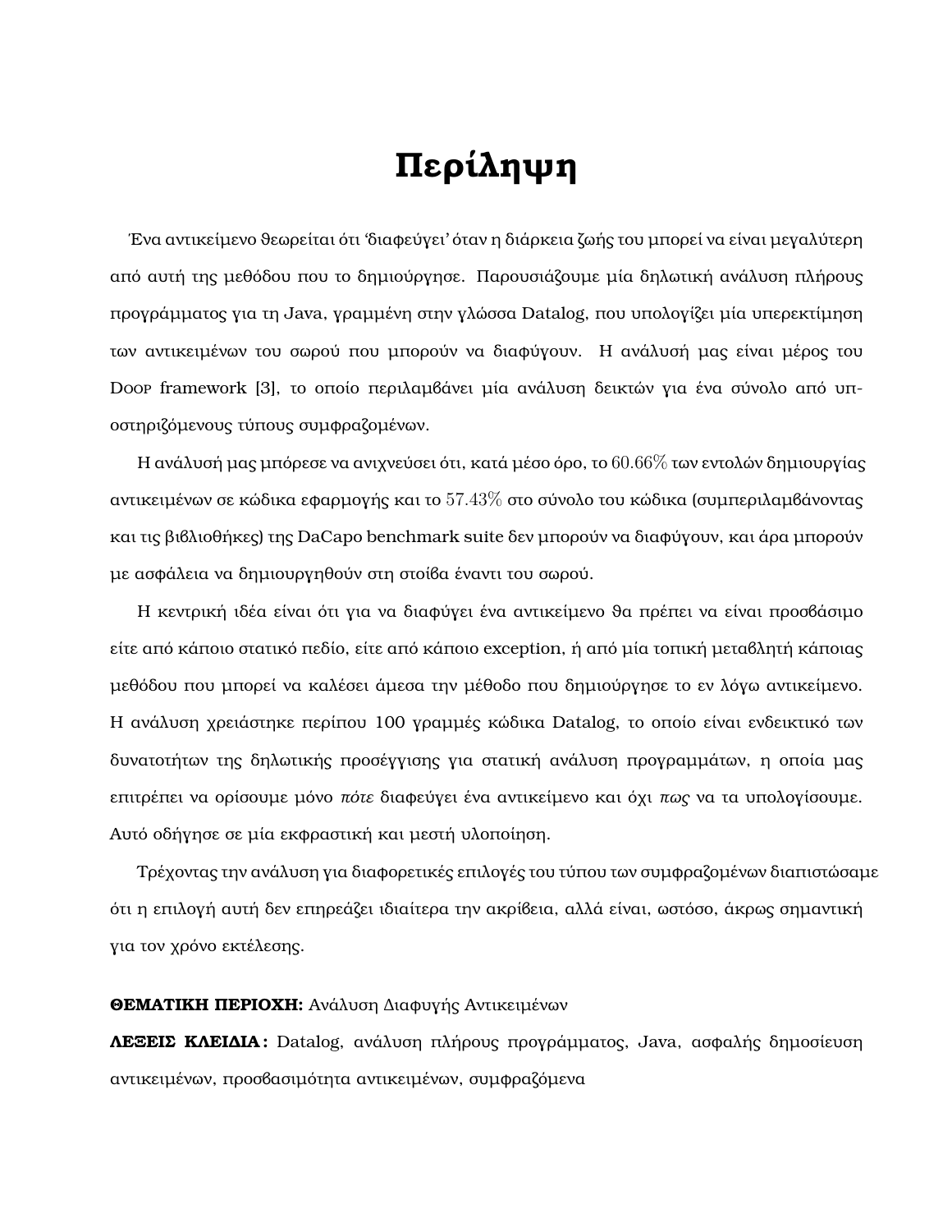# Περίληψη

Ένα αντικείμενο θεωρείται ότι 'διαφεύγει' όταν η διάρκεια ζωής του μπορεί να είναι μεγαλύτερη από αυτή της μεθόδου που το δημιούργησε. Παρουσιάζουμε μία δηλωτική ανάλυση πλήρους προγράμματος για τη Java, γραμμένη στην γλώσσα Datalog, που υπολογίζει μία υπερεκτίμηση των αντικειμένων του σωρού που μπορούν να διαφύγουν. Η ανάλυσή μας είναι μέρος του Doop framework [3], το οποίο περιλαμβάνει μία ανάλυση δεικτών για ένα σύνολο από υποστηριζόμενους τύπους συμφραζομένων.

Η ανάλυσή μας μπόρεσε να ανιχνεύσει ότι, κατά μέσο όρο, το $60.66\%$ των εντολών δημιουργίας αντικειμένων σε κώδικα εφαρμογής και το $57.43\%$ στο σύνολο του κώδικα (συμπεριλαμβάνοντας και τις βιβλιοθήκες) της DaCapo benchmark suite δεν μπορούν να διαφύγουν, και άρα μπορούν με ασφάλεια να δημιουργηθούν στη στοίβα έναντι του σωρού.

Η κεντρική ιδέα είναι ότι για να διαφύγει ένα αντικείμενο θα πρέπει να είναι προσβάσιμο είτε από κάποιο στατικό πεδίο, είτε από κάποιο exception, ή από μία τοπική μεταβλητή κάποιας μεθόδου που μπορεί να καλέσει άμεσα την μέθοδο που δημιούργησε το εν λόγω αντικείμενο. Η ανάλυση χρειάστηκε περίπου 100 γραμμές κώδικα Datalog, το οποίο είναι ενδεικτικό των δυνατοτήτων της δηλωτικής προσέγγισης για στατική ανάλυση προγραμμάτων, η οποία μας επιτρέπει να ορίσουμε μόνο *πότε* διαφεύγει ένα αντικείμενο και όχι *πως* να τα υπολογίσουμε. Αυτό οδήγησε σε μία εκφραστική και μεστή υλοποίηση.

Τρέχοντας την ανάλυση για διαφορετικές επιλογές του τύπου των συμφραζομένων διαπιστώσαμε ότι η επιλογή αυτή δεν επηρεάζει ιδιαίτερα την ακρίβεια, αλλά είναι, ωστόσο, άκρως σημαντική για τον χρόνο εκτέλεσης.

**ΘΕΜΑΤΙΚΗ ΠΕΡΙΟΧΗ:** Ανάλυση Διαφυγής Αντικειμένων

**ΛΕΞΕΙΣ ΚΛΕΙΔΙΑ:** Datalog, ανάλυση πλήρους προγράμματος, Java, ασφαλής δημοσίευση αντικειμένων, προσβασιμότητα αντικειμένων, συμφραζόμενα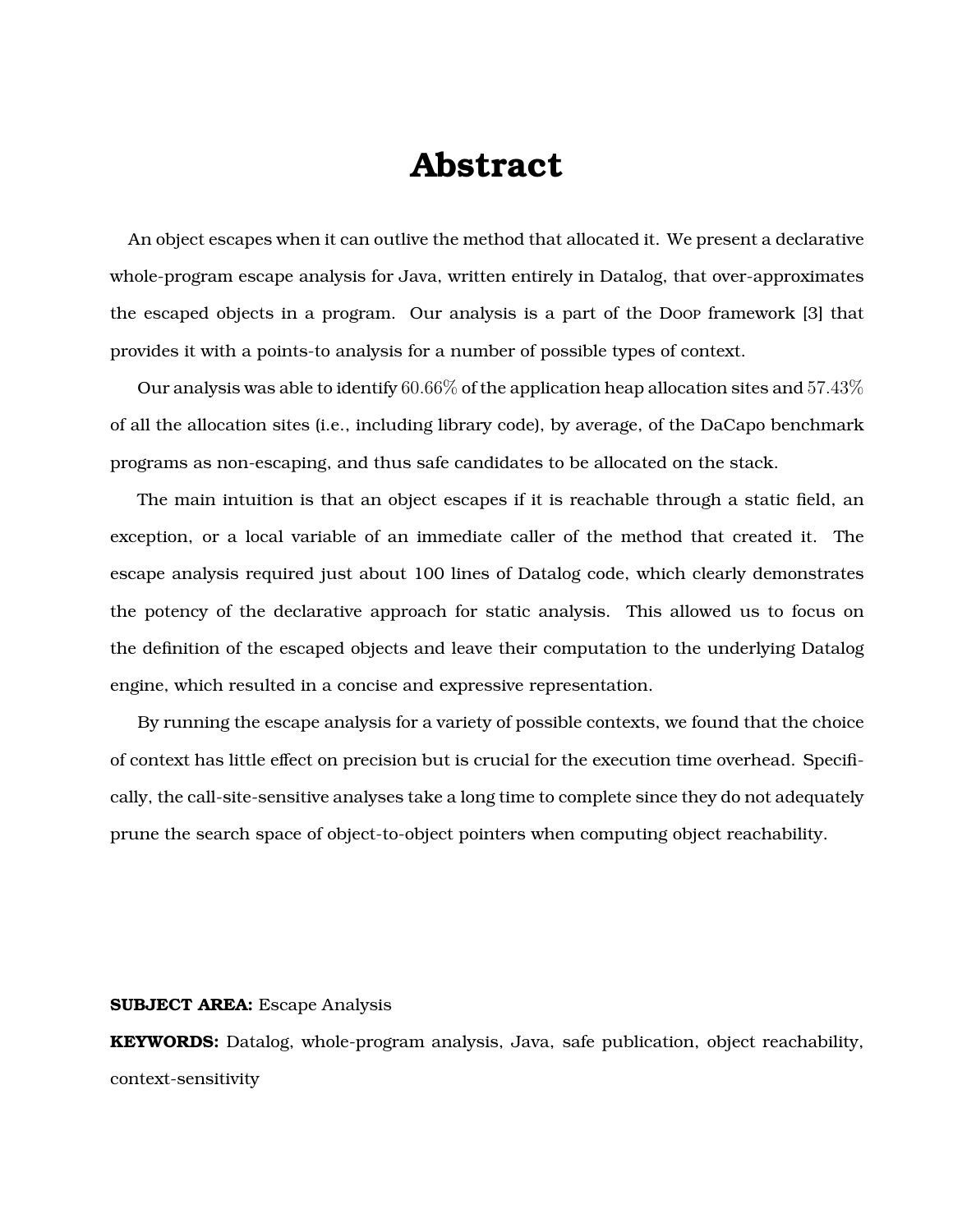# Abstract

An object escapes when it can outlive the method that allocated it. We present a declarative whole-program escape analysis for Java, written entirely in Datalog, that over-approximates the escaped objects in a program. Our analysis is a part of the Doop framework [3] that provides it with a points-to analysis for a number of possible types of context.

Our analysis was able to identify $60.66\%$ of the application heap allocation sites and $57.43\%$ of all the allocation sites (i.e., including library code), by average, of the DaCapo benchmark programs as non-escaping, and thus safe candidates to be allocated on the stack.

The main intuition is that an object escapes if it is reachable through a static field, an exception, or a local variable of an immediate caller of the method that created it. The escape analysis required just about 100 lines of Datalog code, which clearly demonstrates the potency of the declarative approach for static analysis. This allowed us to focus on the definition of the escaped objects and leave their computation to the underlying Datalog engine, which resulted in a concise and expressive representation.

By running the escape analysis for a variety of possible contexts, we found that the choice of context has little effect on precision but is crucial for the execution time overhead. Specifically, the call-site-sensitive analyses take a long time to complete since they do not adequately prune the search space of object-to-object pointers when computing object reachability.

**SUBJECT AREA:** Escape Analysis

**KEYWORDS:** Datalog, whole-program analysis, Java, safe publication, object reachability, context-sensitivity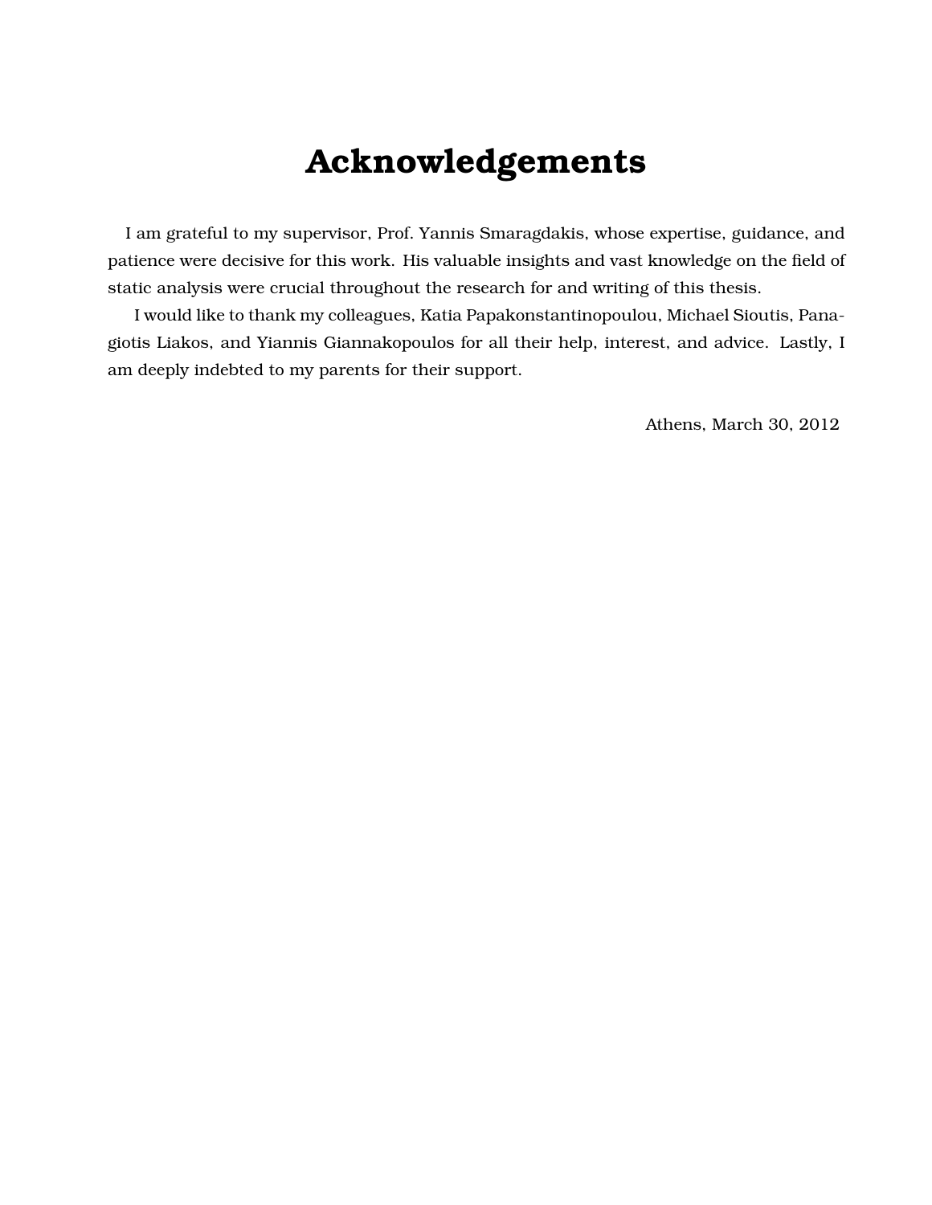# Acknowledgements

I am grateful to my supervisor, Prof. Yannis Smaragdakis, whose expertise, guidance, and patience were decisive for this work. His valuable insights and vast knowledge on the field of static analysis were crucial throughout the research for and writing of this thesis.

I would like to thank my colleagues, Katia Papakonstantinopoulou, Michael Sioutis, Panagiotis Liakos, and Yiannis Giannakopoulos for all their help, interest, and advice. Lastly, I am deeply indebted to my parents for their support.

Athens, March 30, 2012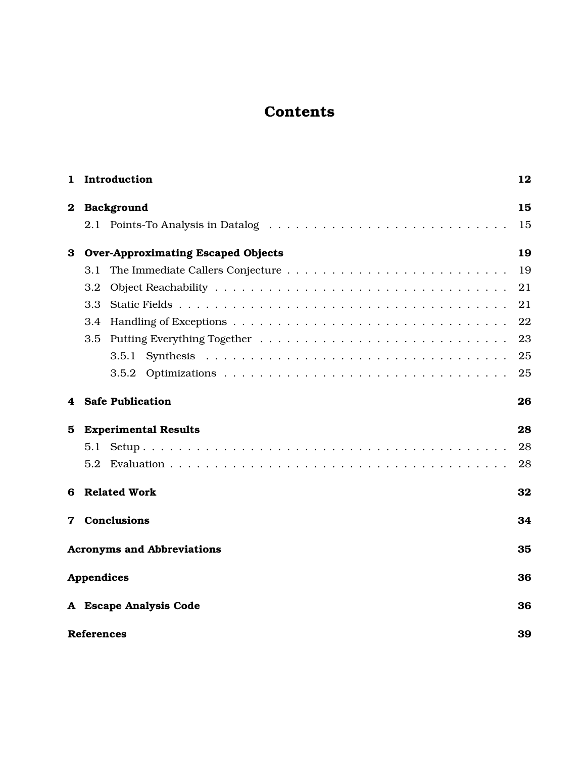# Contents

**1 Introduction** **12**

**2 Background** **15**

2.1 Points-To Analysis in Datalog . . . . . . . . . . . . . . . . . . . . . . . . . . 15

**3 Over-Approximating Escaped Objects** **19**

3.1 The Immediate Callers Conjecture . . . . . . . . . . . . . . . . . . . . . . . . 19

3.2 Object Reachability . . . . . . . . . . . . . . . . . . . . . . . . . . . . . . . . 21

3.3 Static Fields . . . . . . . . . . . . . . . . . . . . . . . . . . . . . . . . . . . . 21

3.4 Handling of Exceptions . . . . . . . . . . . . . . . . . . . . . . . . . . . . . . 22

3.5 Putting Everything Together . . . . . . . . . . . . . . . . . . . . . . . . . . . 23

3.5.1 Synthesis . . . . . . . . . . . . . . . . . . . . . . . . . . . . . . . . . . 25

3.5.2 Optimizations . . . . . . . . . . . . . . . . . . . . . . . . . . . . . . . 25

**4 Safe Publication** **26**

**5 Experimental Results** **28**

5.1 Setup . . . . . . . . . . . . . . . . . . . . . . . . . . . . . . . . . . . . . . . . 28

5.2 Evaluation . . . . . . . . . . . . . . . . . . . . . . . . . . . . . . . . . . . . . 28

**6 Related Work** **32**

**7 Conclusions** **34**

**Acronyms and Abbreviations** **35**

**Appendices** **36**

**A Escape Analysis Code** **36**

**References** **39**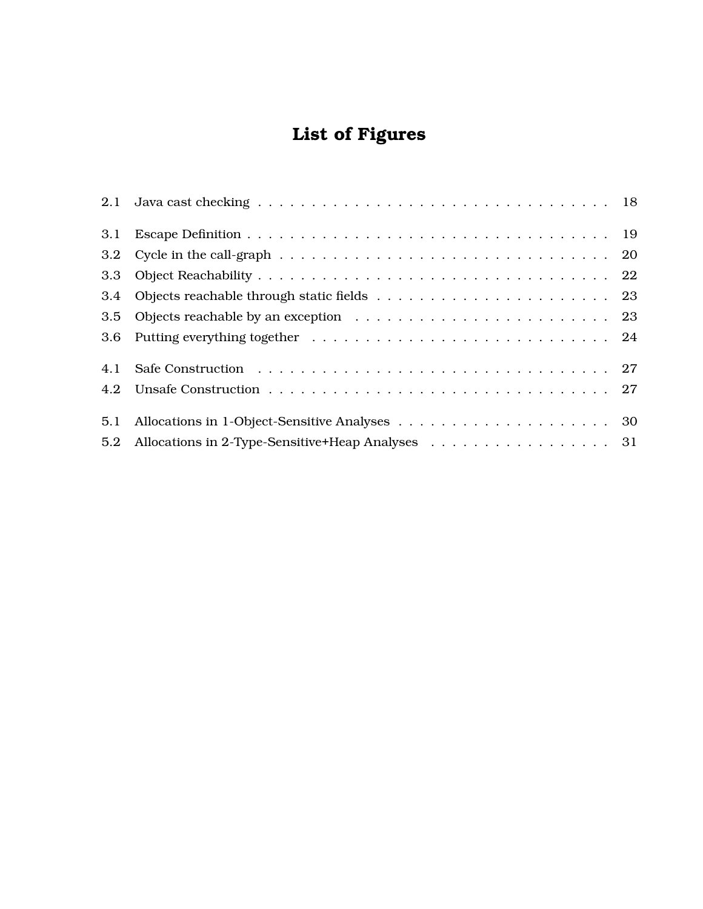# List of Figures

2.1 Java cast checking . . . . . . . . . . . . . . . . . . . . . . . . . . . . . . . . 18

3.1 Escape Definition . . . . . . . . . . . . . . . . . . . . . . . . . . . . . . . . . 19

3.2 Cycle in the call-graph . . . . . . . . . . . . . . . . . . . . . . . . . . . . . . 20

3.3 Object Reachability . . . . . . . . . . . . . . . . . . . . . . . . . . . . . . . . 22

3.4 Objects reachable through static fields . . . . . . . . . . . . . . . . . . . . . 23

3.5 Objects reachable by an exception . . . . . . . . . . . . . . . . . . . . . . . 23

3.6 Putting everything together . . . . . . . . . . . . . . . . . . . . . . . . . . . 24

4.1 Safe Construction . . . . . . . . . . . . . . . . . . . . . . . . . . . . . . . . . 27

4.2 Unsafe Construction . . . . . . . . . . . . . . . . . . . . . . . . . . . . . . . 27

5.1 Allocations in 1-Object-Sensitive Analyses . . . . . . . . . . . . . . . . . . . 30

5.2 Allocations in 2-Type-Sensitive+Heap Analyses . . . . . . . . . . . . . . . . 31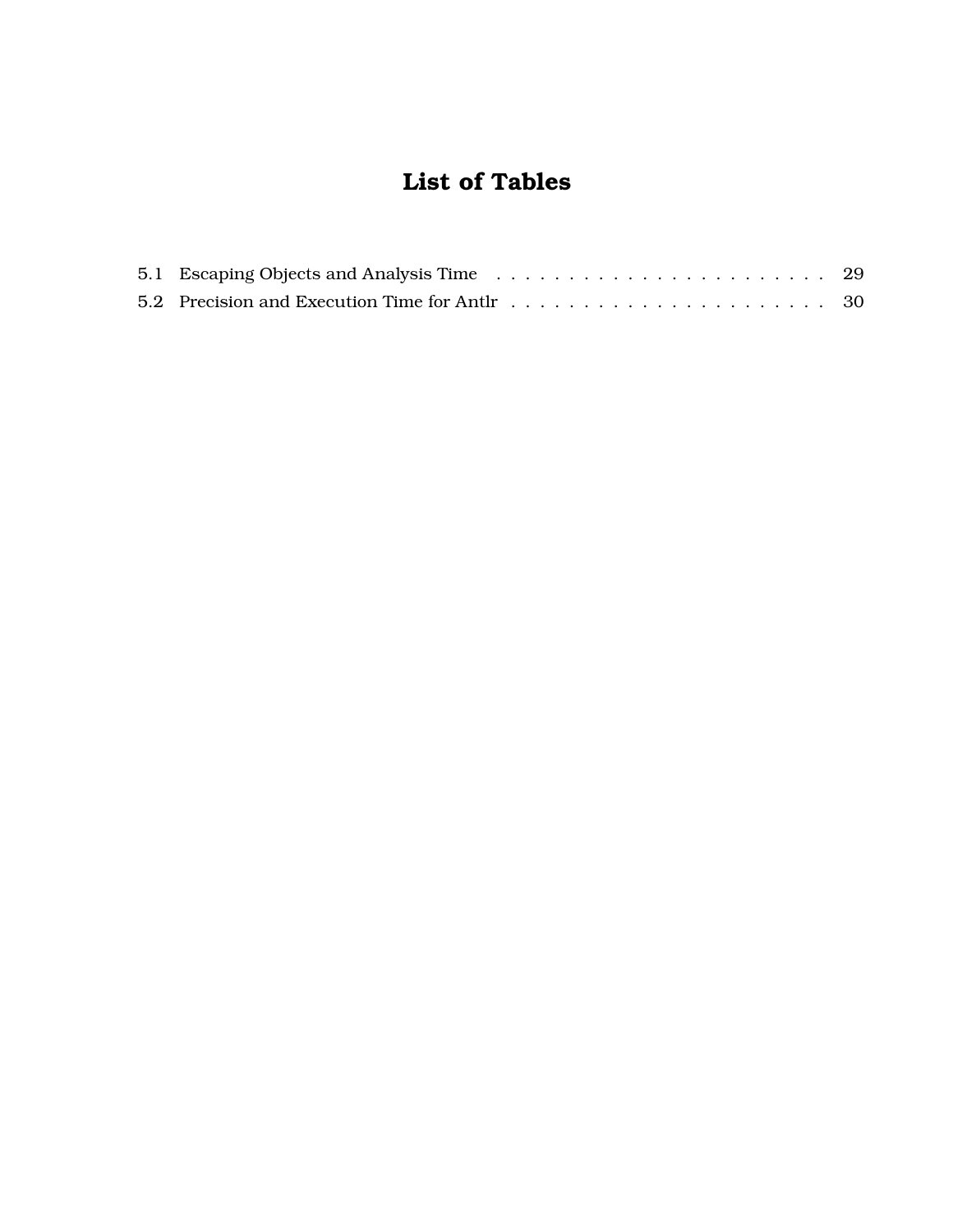# List of Tables

5.1 Escaping Objects and Analysis Time . . . . . . . . . . . . . . . . . . . . . . . . 29

5.2 Precision and Execution Time for Antlr . . . . . . . . . . . . . . . . . . . . . . 30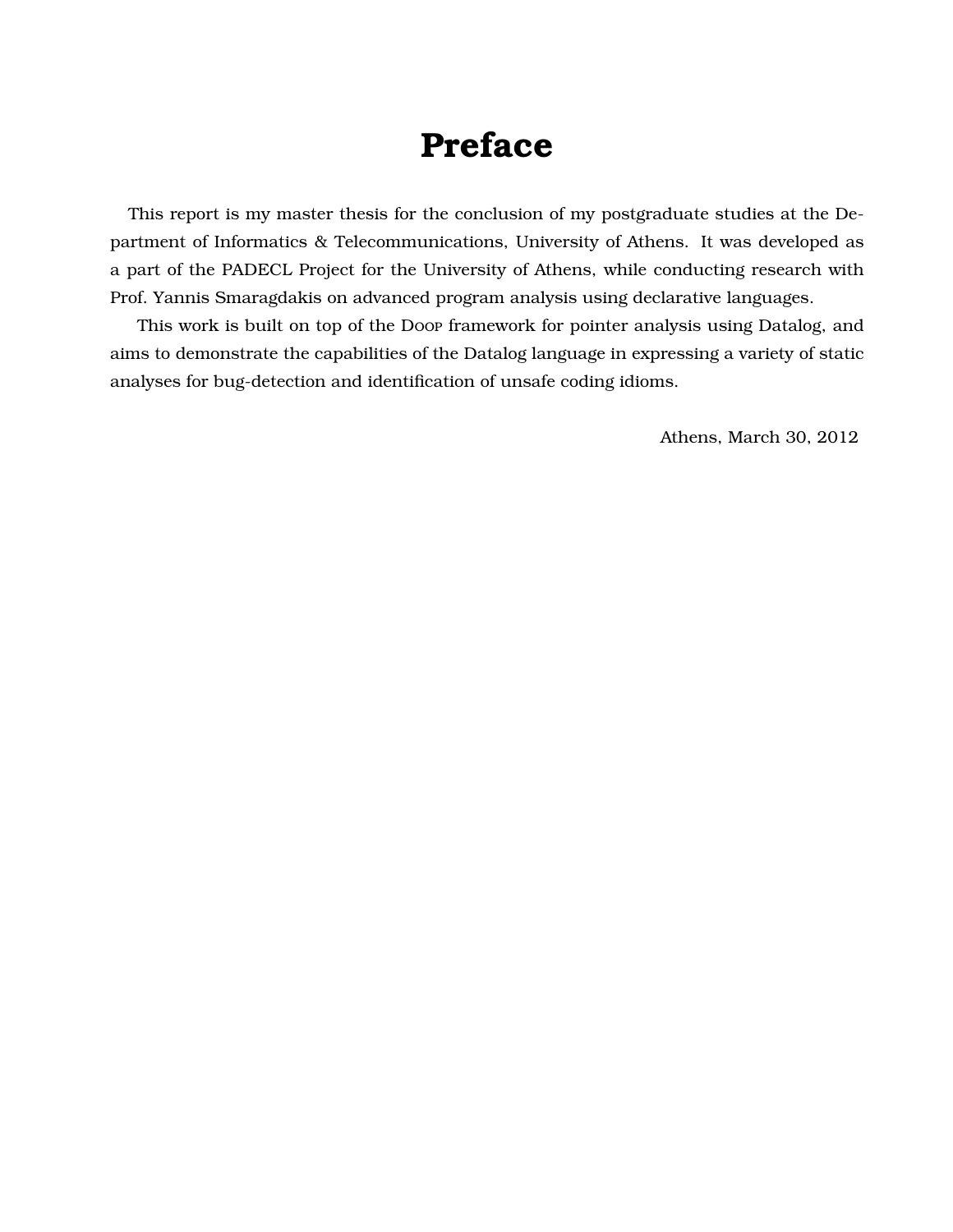# Preface

This report is my master thesis for the conclusion of my postgraduate studies at the Department of Informatics & Telecommunications, University of Athens. It was developed as a part of the PADECL Project for the University of Athens, while conducting research with Prof. Yannis Smaragdakis on advanced program analysis using declarative languages.

This work is built on top of the Doop framework for pointer analysis using Datalog, and aims to demonstrate the capabilities of the Datalog language in expressing a variety of static analyses for bug-detection and identification of unsafe coding idioms.

Athens, March 30, 2012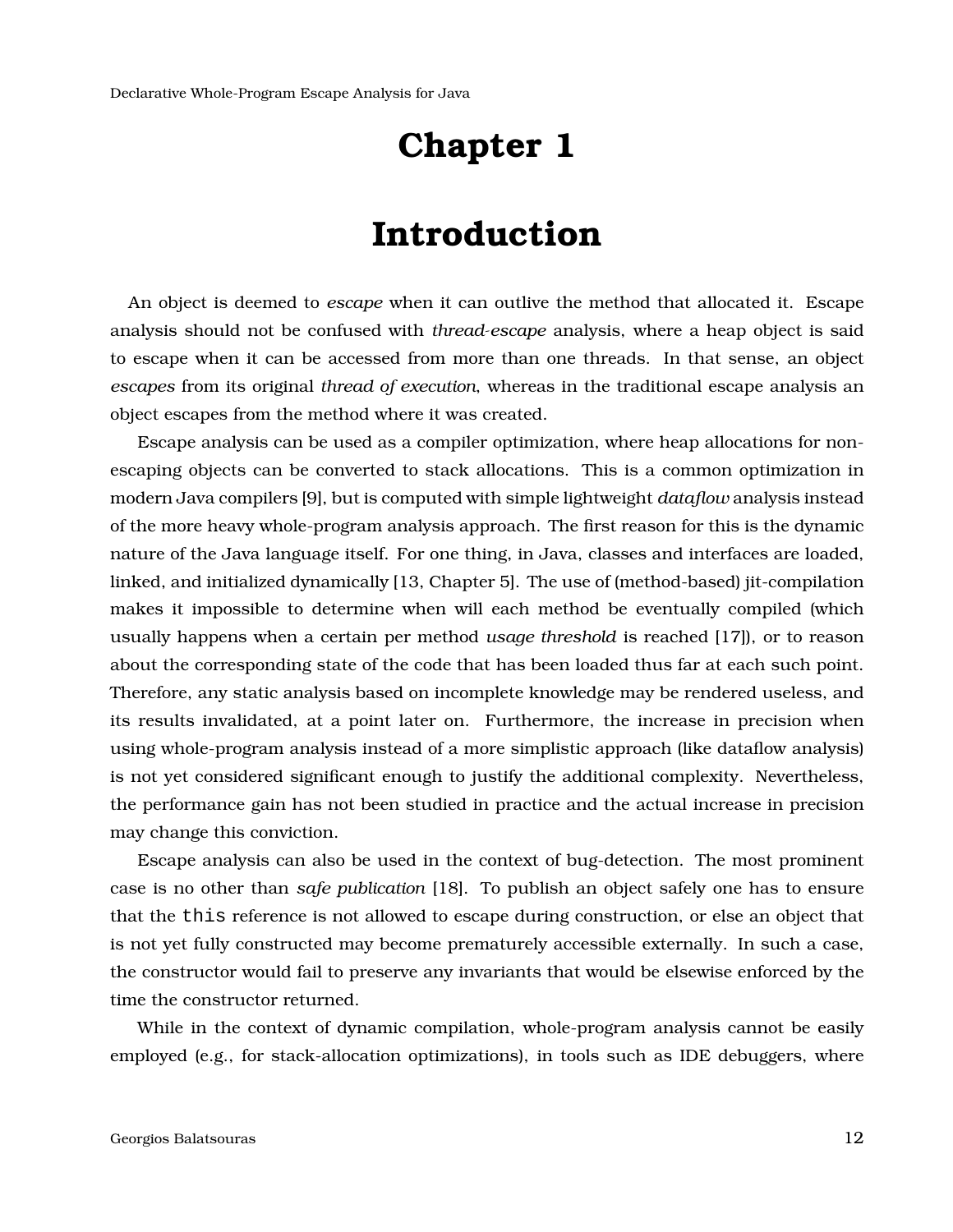# Chapter 1

# Introduction

An object is deemed to *escape* when it can outlive the method that allocated it. Escape analysis should not be confused with *thread-escape* analysis, where a heap object is said to escape when it can be accessed from more than one threads. In that sense, an object *escapes* from its original *thread of execution*, whereas in the traditional escape analysis an object escapes from the method where it was created.

Escape analysis can be used as a compiler optimization, where heap allocations for non-escaping objects can be converted to stack allocations. This is a common optimization in modern Java compilers [9], but is computed with simple lightweight *dataflow* analysis instead of the more heavy whole-program analysis approach. The first reason for this is the dynamic nature of the Java language itself. For one thing, in Java, classes and interfaces are loaded, linked, and initialized dynamically [13, Chapter 5]. The use of (method-based) jit-compilation makes it impossible to determine when will each method be eventually compiled (which usually happens when a certain per method *usage threshold* is reached [17]), or to reason about the corresponding state of the code that has been loaded thus far at each such point. Therefore, any static analysis based on incomplete knowledge may be rendered useless, and its results invalidated, at a point later on. Furthermore, the increase in precision when using whole-program analysis instead of a more simplistic approach (like dataflow analysis) is not yet considered significant enough to justify the additional complexity. Nevertheless, the performance gain has not been studied in practice and the actual increase in precision may change this conviction.

Escape analysis can also be used in the context of bug-detection. The most prominent case is no other than *safe publication* [18]. To publish an object safely one has to ensure that the `this` reference is not allowed to escape during construction, or else an object that is not yet fully constructed may become prematurely accessible externally. In such a case, the constructor would fail to preserve any invariants that would be elsewise enforced by the time the constructor returned.

While in the context of dynamic compilation, whole-program analysis cannot be easily employed (e.g., for stack-allocation optimizations), in tools such as IDE debuggers, where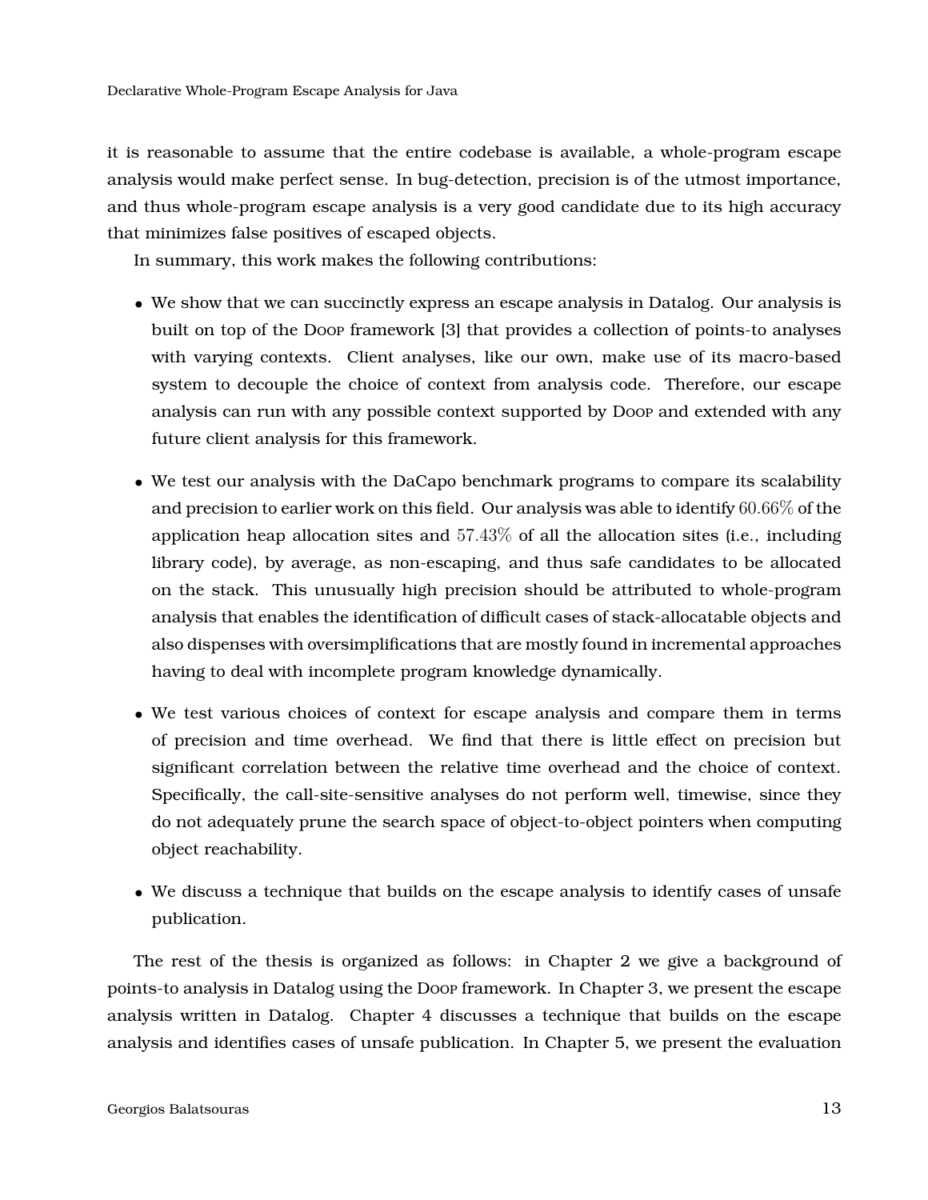it is reasonable to assume that the entire codebase is available, a whole-program escape analysis would make perfect sense. In bug-detection, precision is of the utmost importance, and thus whole-program escape analysis is a very good candidate due to its high accuracy that minimizes false positives of escaped objects.

In summary, this work makes the following contributions:

- We show that we can succinctly express an escape analysis in Datalog. Our analysis is built on top of the Doop framework [3] that provides a collection of points-to analyses with varying contexts. Client analyses, like our own, make use of its macro-based system to decouple the choice of context from analysis code. Therefore, our escape analysis can run with any possible context supported by Doop and extended with any future client analysis for this framework.

- We test our analysis with the DaCapo benchmark programs to compare its scalability and precision to earlier work on this field. Our analysis was able to identify $60.66\%$ of the application heap allocation sites and $57.43\%$ of all the allocation sites (i.e., including library code), by average, as non-escaping, and thus safe candidates to be allocated on the stack. This unusually high precision should be attributed to whole-program analysis that enables the identification of difficult cases of stack-allocatable objects and also dispenses with oversimplifications that are mostly found in incremental approaches having to deal with incomplete program knowledge dynamically.

- We test various choices of context for escape analysis and compare them in terms of precision and time overhead. We find that there is little effect on precision but significant correlation between the relative time overhead and the choice of context. Specifically, the call-site-sensitive analyses do not perform well, timewise, since they do not adequately prune the search space of object-to-object pointers when computing object reachability.

- We discuss a technique that builds on the escape analysis to identify cases of unsafe publication.

The rest of the thesis is organized as follows: in Chapter 2 we give a background of points-to analysis in Datalog using the Doop framework. In Chapter 3, we present the escape analysis written in Datalog. Chapter 4 discusses a technique that builds on the escape analysis and identifies cases of unsafe publication. In Chapter 5, we present the evaluation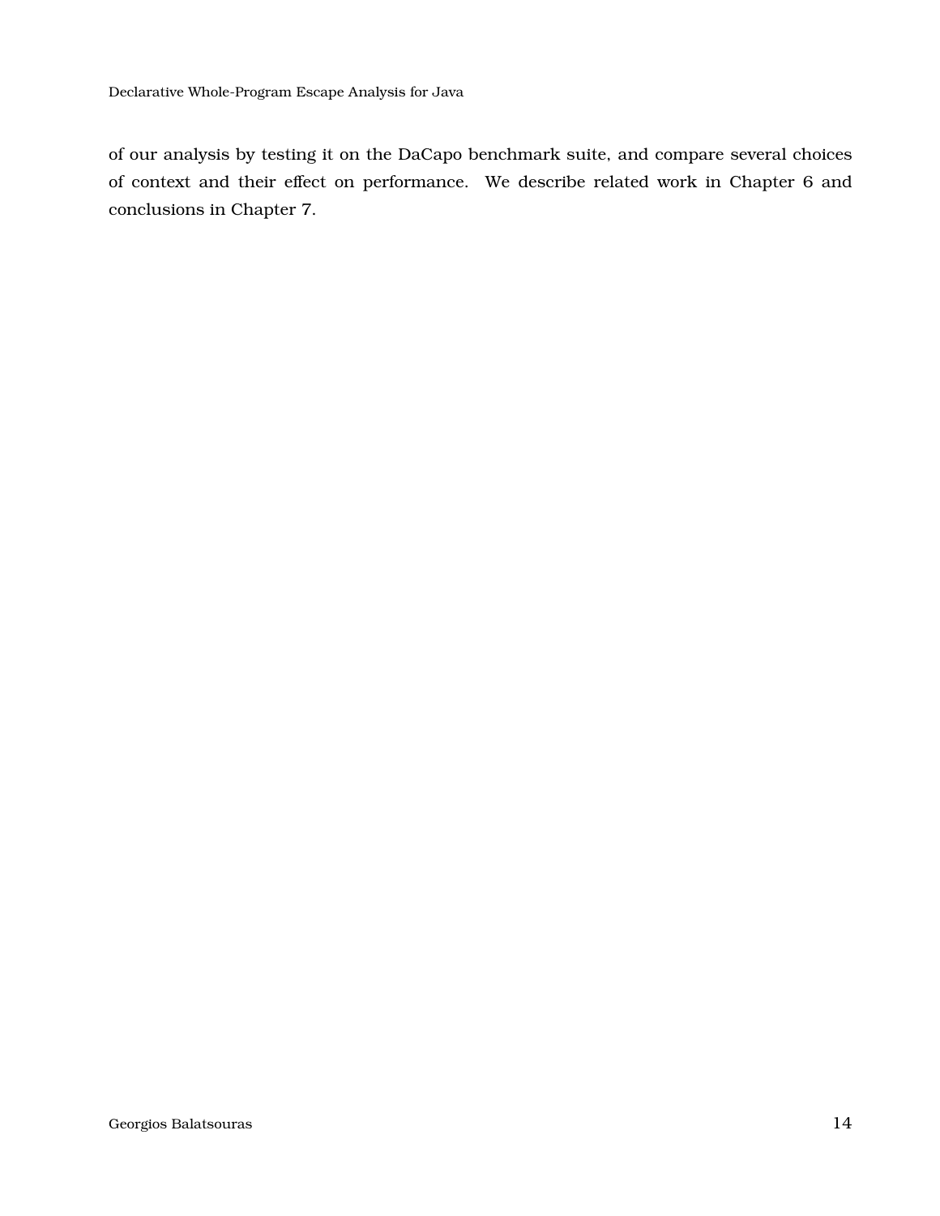of our analysis by testing it on the DaCapo benchmark suite, and compare several choices of context and their effect on performance. We describe related work in Chapter 6 and conclusions in Chapter 7.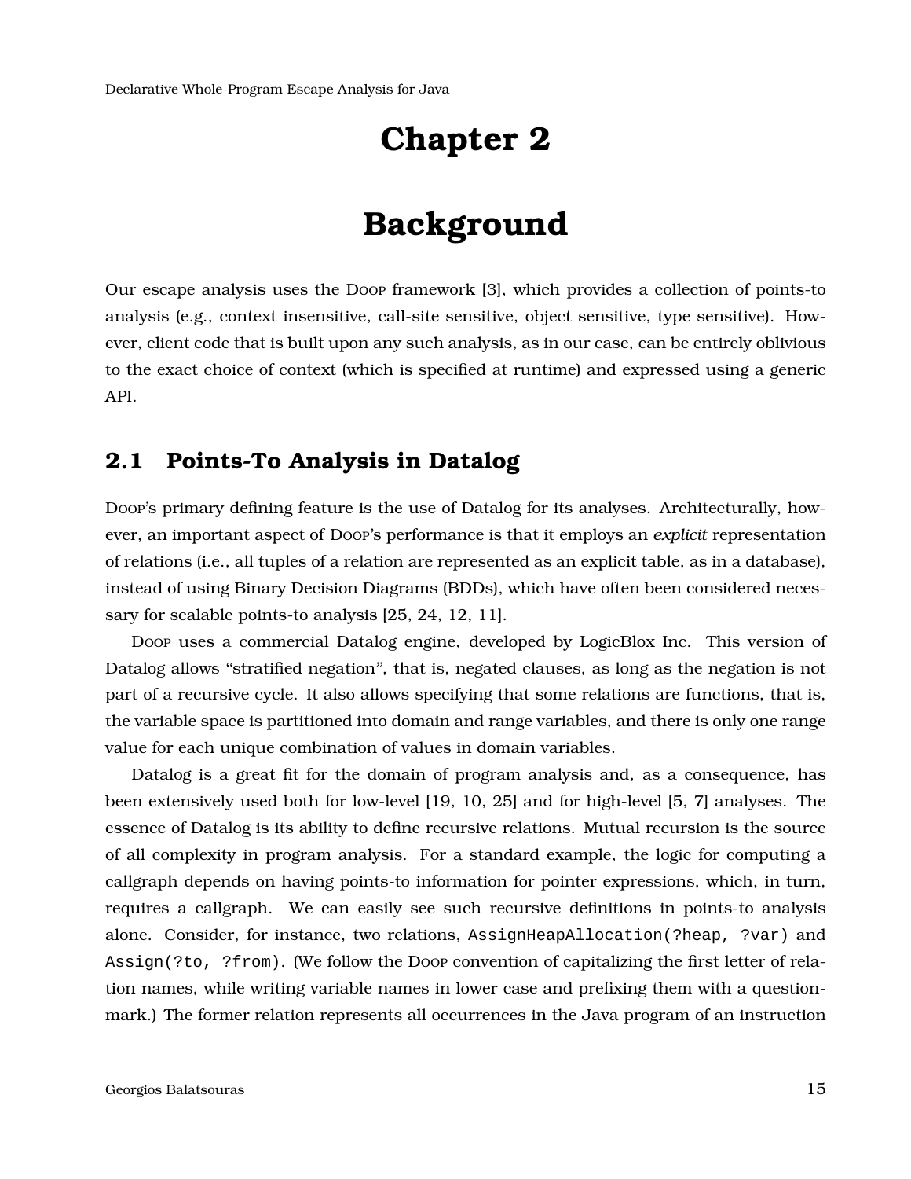# Chapter 2

# Background

Our escape analysis uses the Doop framework [3], which provides a collection of points-to analysis (e.g., context insensitive, call-site sensitive, object sensitive, type sensitive). However, client code that is built upon any such analysis, as in our case, can be entirely oblivious to the exact choice of context (which is specified at runtime) and expressed using a generic API.

## 2.1 Points-To Analysis in Datalog

Doop's primary defining feature is the use of Datalog for its analyses. Architecturally, however, an important aspect of Doop's performance is that it employs an *explicit* representation of relations (i.e., all tuples of a relation are represented as an explicit table, as in a database), instead of using Binary Decision Diagrams (BDDs), which have often been considered necessary for scalable points-to analysis [25, 24, 12, 11].

Doop uses a commercial Datalog engine, developed by LogicBlox Inc. This version of Datalog allows "stratified negation", that is, negated clauses, as long as the negation is not part of a recursive cycle. It also allows specifying that some relations are functions, that is, the variable space is partitioned into domain and range variables, and there is only one range value for each unique combination of values in domain variables.

Datalog is a great fit for the domain of program analysis and, as a consequence, has been extensively used both for low-level [19, 10, 25] and for high-level [5, 7] analyses. The essence of Datalog is its ability to define recursive relations. Mutual recursion is the source of all complexity in program analysis. For a standard example, the logic for computing a callgraph depends on having points-to information for pointer expressions, which, in turn, requires a callgraph. We can easily see such recursive definitions in points-to analysis alone. Consider, for instance, two relations, `AssignHeapAllocation(?heap, ?var)` and `Assign(?to, ?from)`. (We follow the Doop convention of capitalizing the first letter of relation names, while writing variable names in lower case and prefixing them with a question-mark.) The former relation represents all occurrences in the Java program of an instruction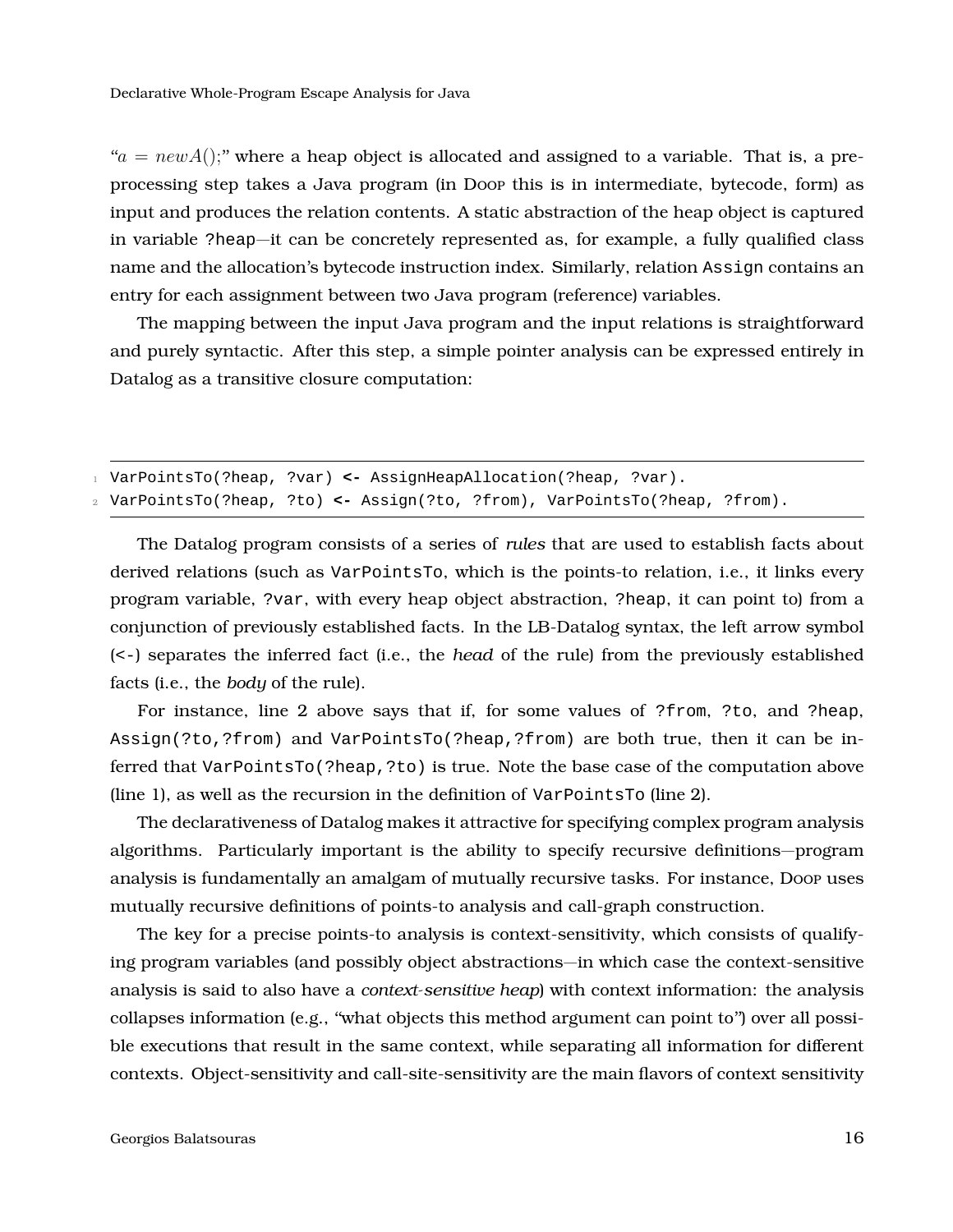“$a = newA();$” where a heap object is allocated and assigned to a variable. That is, a preprocessing step takes a Java program (in Doop this is in intermediate, bytecode, form) as input and produces the relation contents. A static abstraction of the heap object is captured in variable `?heap`—it can be concretely represented as, for example, a fully qualified class name and the allocation's bytecode instruction index. Similarly, relation `Assign` contains an entry for each assignment between two Java program (reference) variables.

The mapping between the input Java program and the input relations is straightforward and purely syntactic. After this step, a simple pointer analysis can be expressed entirely in Datalog as a transitive closure computation:

```
VarPointsTo(?heap, ?var) <- AssignHeapAllocation(?heap, ?var).
VarPointsTo(?heap, ?to) <- Assign(?to, ?from), VarPointsTo(?heap, ?from).
```

The Datalog program consists of a series of *rules* that are used to establish facts about derived relations (such as `VarPointsTo`, which is the points-to relation, i.e., it links every program variable, `?var`, with every heap object abstraction, `?heap`, it can point to) from a conjunction of previously established facts. In the LB-Datalog syntax, the left arrow symbol (`<-`) separates the inferred fact (i.e., the *head* of the rule) from the previously established facts (i.e., the *body* of the rule).

For instance, line 2 above says that if, for some values of `?from`, `?to`, and `?heap`, `Assign(?to,?from)` and `VarPointsTo(?heap,?from)` are both true, then it can be inferred that `VarPointsTo(?heap,?to)` is true. Note the base case of the computation above (line 1), as well as the recursion in the definition of `VarPointsTo` (line 2).

The declarativeness of Datalog makes it attractive for specifying complex program analysis algorithms. Particularly important is the ability to specify recursive definitions—program analysis is fundamentally an amalgam of mutually recursive tasks. For instance, Doop uses mutually recursive definitions of points-to analysis and call-graph construction.

The key for a precise points-to analysis is context-sensitivity, which consists of qualifying program variables (and possibly object abstractions—in which case the context-sensitive analysis is said to also have a *context-sensitive heap*) with context information: the analysis collapses information (e.g., “what objects this method argument can point to”) over all possible executions that result in the same context, while separating all information for different contexts. Object-sensitivity and call-site-sensitivity are the main flavors of context sensitivity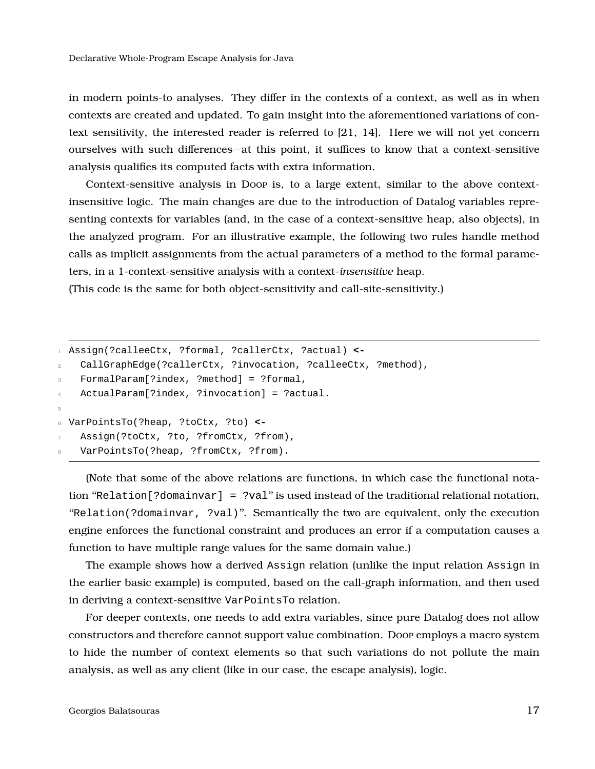in modern points-to analyses. They differ in the contexts of a context, as well as in when contexts are created and updated. To gain insight into the aforementioned variations of context sensitivity, the interested reader is referred to [21, 14]. Here we will not yet concern ourselves with such differences—at this point, it suffices to know that a context-sensitive analysis qualifies its computed facts with extra information.

Context-sensitive analysis in Doop is, to a large extent, similar to the above context-insensitive logic. The main changes are due to the introduction of Datalog variables representing contexts for variables (and, in the case of a context-sensitive heap, also objects), in the analyzed program. For an illustrative example, the following two rules handle method calls as implicit assignments from the actual parameters of a method to the formal parameters, in a 1-context-sensitive analysis with a context-*insensitive* heap.
(This code is the same for both object-sensitivity and call-site-sensitivity.)

```
Assign(?calleeCtx, ?formal, ?callerCtx, ?actual) <-
  CallGraphEdge(?callerCtx, ?invocation, ?calleeCtx, ?method),
  FormalParam[?index, ?method] = ?formal,
  ActualParam[?index, ?invocation] = ?actual.

VarPointsTo(?heap, ?toCtx, ?to) <-
  Assign(?toCtx, ?to, ?fromCtx, ?from),
  VarPointsTo(?heap, ?fromCtx, ?from).
```

(Note that some of the above relations are functions, in which case the functional notation "`Relation[?domainvar] = ?val`" is used instead of the traditional relational notation, "`Relation(?domainvar, ?val)`". Semantically the two are equivalent, only the execution engine enforces the functional constraint and produces an error if a computation causes a function to have multiple range values for the same domain value.)

The example shows how a derived `Assign` relation (unlike the input relation `Assign` in the earlier basic example) is computed, based on the call-graph information, and then used in deriving a context-sensitive `VarPointsTo` relation.

For deeper contexts, one needs to add extra variables, since pure Datalog does not allow constructors and therefore cannot support value combination. Doop employs a macro system to hide the number of context elements so that such variations do not pollute the main analysis, as well as any client (like in our case, the escape analysis), logic.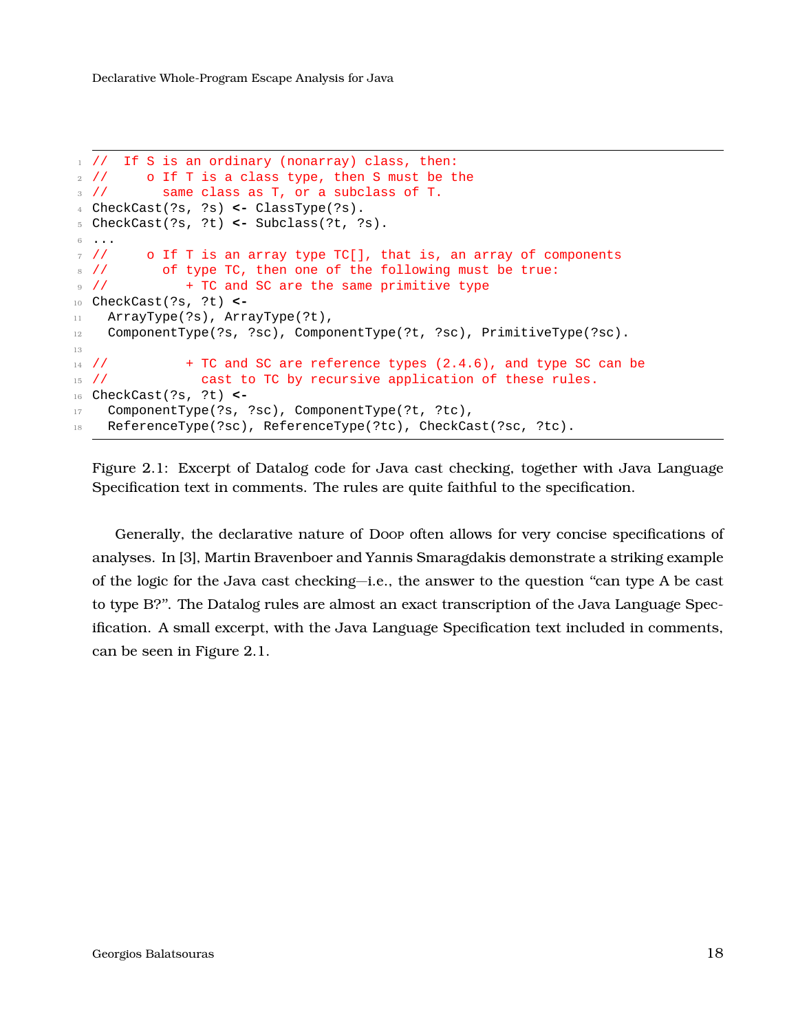```
//  If S is an ordinary (nonarray) class, then:
//     o If T is a class type, then S must be the
//       same class as T, or a subclass of T.
CheckCast(?s, ?s) <- ClassType(?s).
CheckCast(?s, ?t) <- Subclass(?t, ?s).
...
//     o If T is an array type TC[], that is, an array of components
//       of type TC, then one of the following must be true:
//          + TC and SC are the same primitive type
CheckCast(?s, ?t) <-
  ArrayType(?s), ArrayType(?t),
  ComponentType(?s, ?sc), ComponentType(?t, ?sc), PrimitiveType(?sc).

//          + TC and SC are reference types (2.4.6), and type SC can be
//            cast to TC by recursive application of these rules.
CheckCast(?s, ?t) <-
  ComponentType(?s, ?sc), ComponentType(?t, ?tc),
  ReferenceType(?sc), ReferenceType(?tc), CheckCast(?sc, ?tc).
```

Figure 2.1: Excerpt of Datalog code for Java cast checking, together with Java Language Specification text in comments. The rules are quite faithful to the specification.

Generally, the declarative nature of Doop often allows for very concise specifications of analyses. In [3], Martin Bravenboer and Yannis Smaragdakis demonstrate a striking example of the logic for the Java cast checking—i.e., the answer to the question "can type A be cast to type B?". The Datalog rules are almost an exact transcription of the Java Language Specification. A small excerpt, with the Java Language Specification text included in comments, can be seen in Figure 2.1.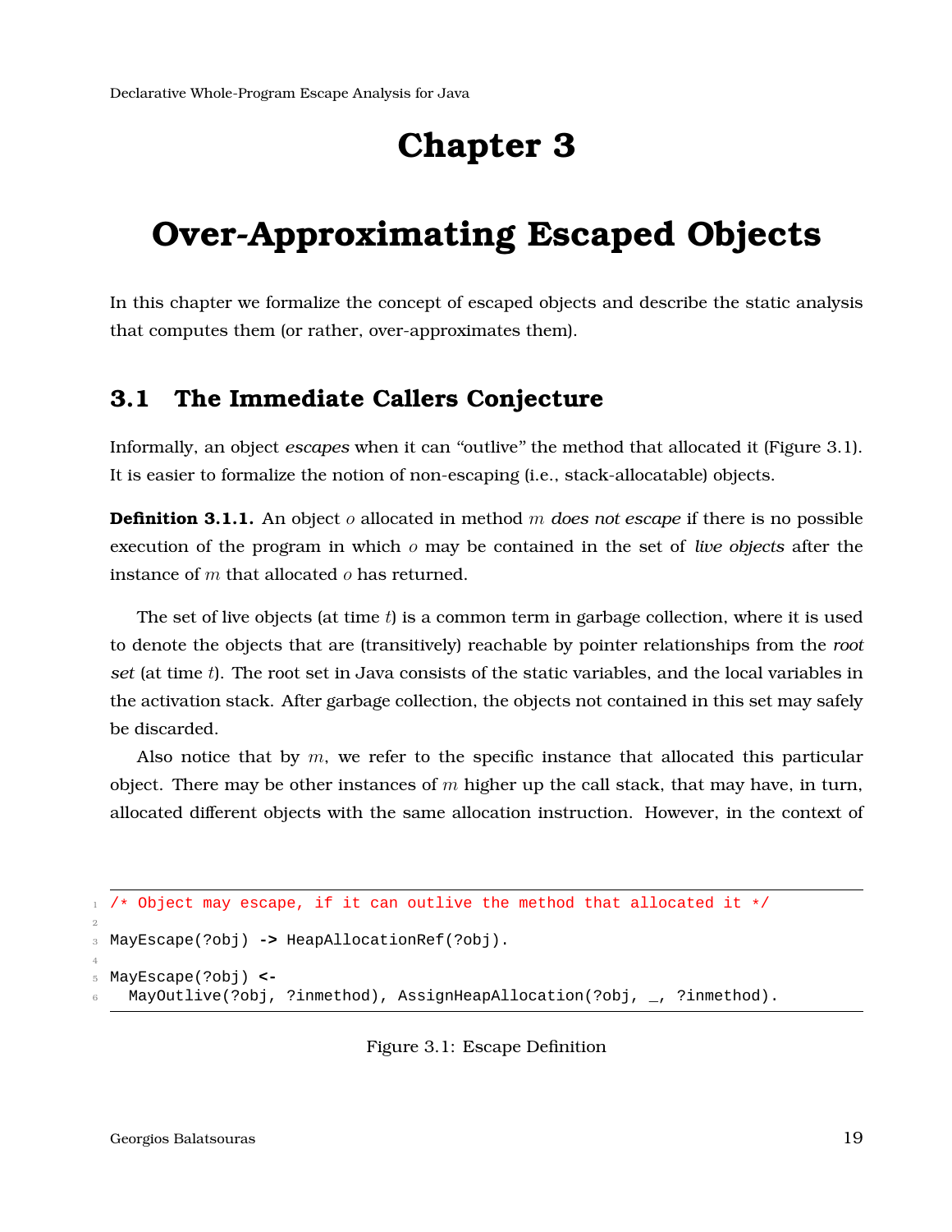# Chapter 3

# Over-Approximating Escaped Objects

In this chapter we formalize the concept of escaped objects and describe the static analysis that computes them (or rather, over-approximates them).

## 3.1 The Immediate Callers Conjecture

Informally, an object *escapes* when it can "outlive" the method that allocated it (Figure 3.1). It is easier to formalize the notion of non-escaping (i.e., stack-allocatable) objects.

**Definition 3.1.1.** An object $o$ allocated in method $m$ *does not escape* if there is no possible execution of the program in which $o$ may be contained in the set of *live objects* after the instance of $m$ that allocated $o$ has returned.

The set of live objects (at time $t$) is a common term in garbage collection, where it is used to denote the objects that are (transitively) reachable by pointer relationships from the *root set* (at time $t$). The root set in Java consists of the static variables, and the local variables in the activation stack. After garbage collection, the objects not contained in this set may safely be discarded.

Also notice that by $m$, we refer to the specific instance that allocated this particular object. There may be other instances of $m$ higher up the call stack, that may have, in turn, allocated different objects with the same allocation instruction. However, in the context of

```
/* Object may escape, if it can outlive the method that allocated it */

MayEscape(?obj) -> HeapAllocationRef(?obj).

MayEscape(?obj) <-
  MayOutlive(?obj, ?inmethod), AssignHeapAllocation(?obj, _, ?inmethod).
```

Figure 3.1: Escape Definition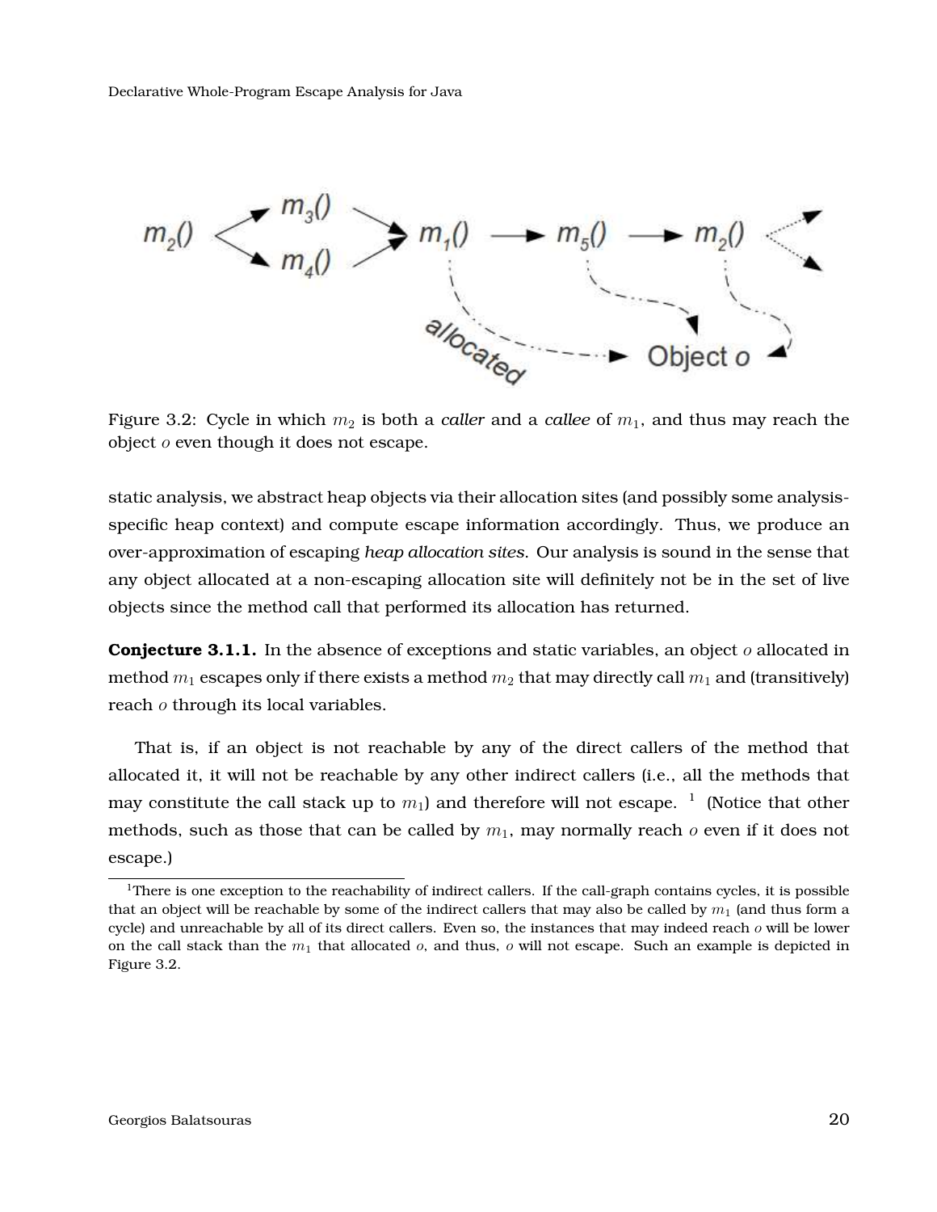Figure 3.2: Cycle in which $m_2$ is both a *caller* and a *callee* of $m_1$, and thus may reach the object $o$ even though it does not escape.

static analysis, we abstract heap objects via their allocation sites (and possibly some analysis-specific heap context) and compute escape information accordingly. Thus, we produce an over-approximation of escaping *heap allocation sites*. Our analysis is sound in the sense that any object allocated at a non-escaping allocation site will definitely not be in the set of live objects since the method call that performed its allocation has returned.

**Conjecture 3.1.1.** In the absence of exceptions and static variables, an object $o$ allocated in method $m_1$ escapes only if there exists a method $m_2$ that may directly call $m_1$ and (transitively) reach $o$ through its local variables.

That is, if an object is not reachable by any of the direct callers of the method that allocated it, it will not be reachable by any other indirect callers (i.e., all the methods that may constitute the call stack up to $m_1$) and therefore will not escape. [1] (Notice that other methods, such as those that can be called by $m_1$, may normally reach $o$ even if it does not escape.)

[1]There is one exception to the reachability of indirect callers. If the call-graph contains cycles, it is possible that an object will be reachable by some of the indirect callers that may also be called by $m_1$ (and thus form a cycle) and unreachable by all of its direct callers. Even so, the instances that may indeed reach $o$ will be lower on the call stack than the $m_1$ that allocated $o$, and thus, $o$ will not escape. Such an example is depicted in Figure 3.2.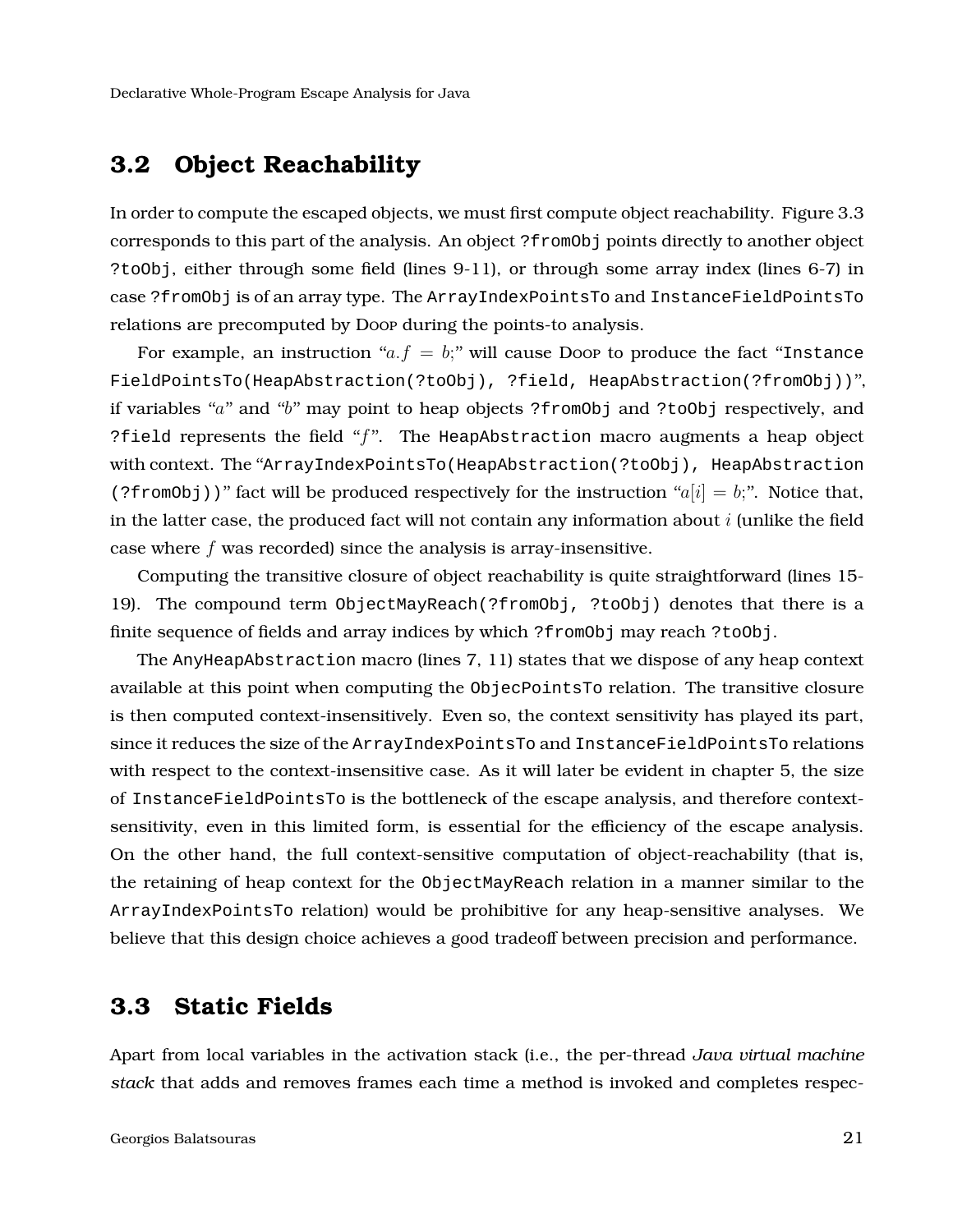## 3.2 Object Reachability

In order to compute the escaped objects, we must first compute object reachability. Figure 3.3 corresponds to this part of the analysis. An object `?fromObj` points directly to another object `?toObj`, either through some field (lines 9-11), or through some array index (lines 6-7) in case `?fromObj` is of an array type. The `ArrayIndexPointsTo` and `InstanceFieldPointsTo` relations are precomputed by Doop during the points-to analysis.

For example, an instruction "$a.f = b;$" will cause Doop to produce the fact "`InstanceFieldPointsTo(HeapAbstraction(?toObj), ?field, HeapAbstraction(?fromObj))`", if variables "$a$" and "$b$" may point to heap objects `?fromObj` and `?toObj` respectively, and `?field` represents the field "$f$". The `HeapAbstraction` macro augments a heap object with context. The "`ArrayIndexPointsTo(HeapAbstraction(?toObj), HeapAbstraction(?fromObj))`" fact will be produced respectively for the instruction "$a[i] = b;$". Notice that, in the latter case, the produced fact will not contain any information about $i$ (unlike the field case where $f$ was recorded) since the analysis is array-insensitive.

Computing the transitive closure of object reachability is quite straightforward (lines 15-19). The compound term `ObjectMayReach(?fromObj, ?toObj)` denotes that there is a finite sequence of fields and array indices by which `?fromObj` may reach `?toObj`.

The `AnyHeapAbstraction` macro (lines 7, 11) states that we dispose of any heap context available at this point when computing the `ObjecPointsTo` relation. The transitive closure is then computed context-insensitively. Even so, the context sensitivity has played its part, since it reduces the size of the `ArrayIndexPointsTo` and `InstanceFieldPointsTo` relations with respect to the context-insensitive case. As it will later be evident in chapter 5, the size of `InstanceFieldPointsTo` is the bottleneck of the escape analysis, and therefore context-sensitivity, even in this limited form, is essential for the efficiency of the escape analysis. On the other hand, the full context-sensitive computation of object-reachability (that is, the retaining of heap context for the `ObjectMayReach` relation in a manner similar to the `ArrayIndexPointsTo` relation) would be prohibitive for any heap-sensitive analyses. We believe that this design choice achieves a good tradeoff between precision and performance.

## 3.3 Static Fields

Apart from local variables in the activation stack (i.e., the per-thread *Java virtual machine stack* that adds and removes frames each time a method is invoked and completes respec-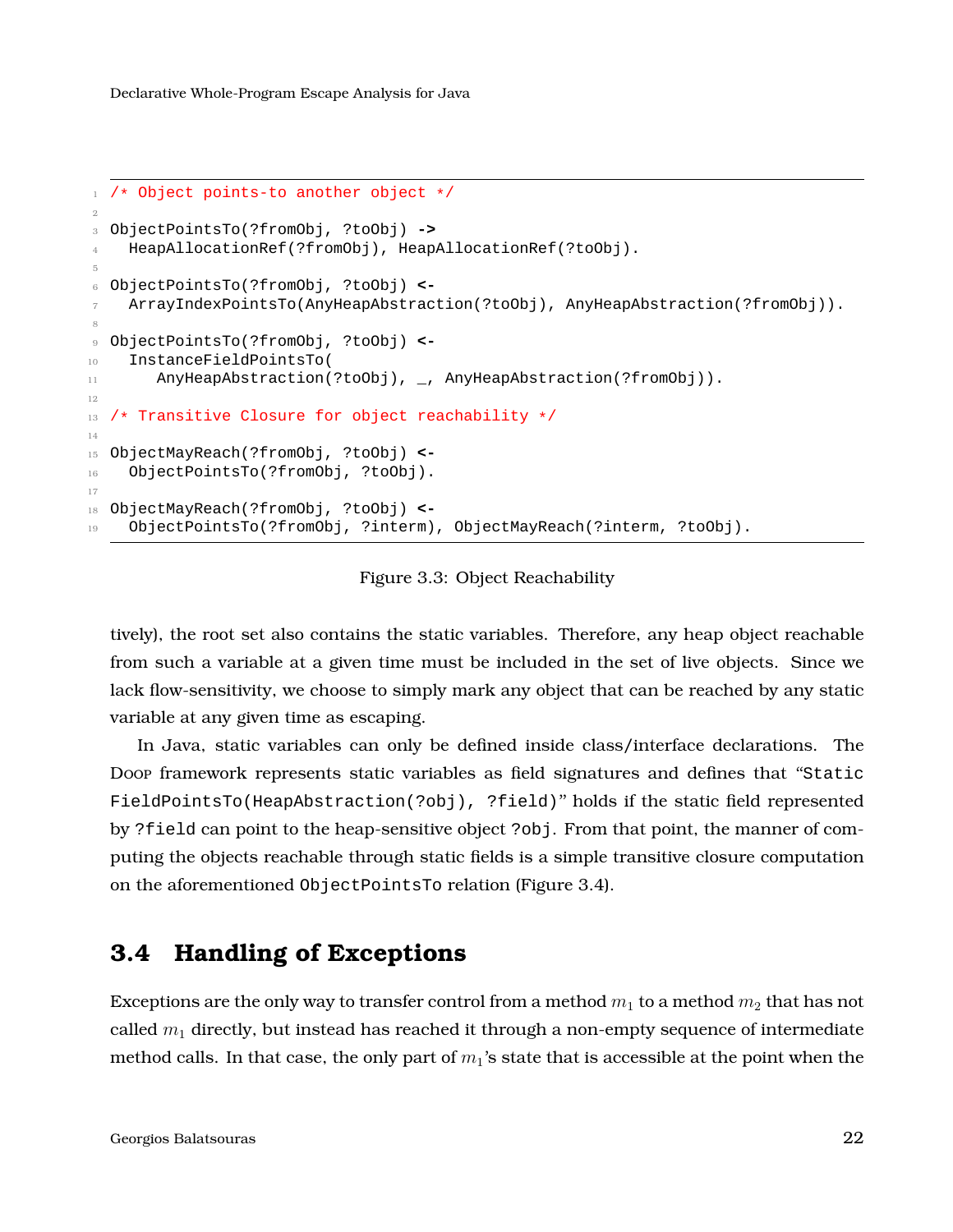```
/* Object points-to another object */

ObjectPointsTo(?fromObj, ?toObj) ->
  HeapAllocationRef(?fromObj), HeapAllocationRef(?toObj).

ObjectPointsTo(?fromObj, ?toObj) <-
  ArrayIndexPointsTo(AnyHeapAbstraction(?toObj), AnyHeapAbstraction(?fromObj)).

ObjectPointsTo(?fromObj, ?toObj) <-
  InstanceFieldPointsTo(
     AnyHeapAbstraction(?toObj), _, AnyHeapAbstraction(?fromObj)).

/* Transitive Closure for object reachability */

ObjectMayReach(?fromObj, ?toObj) <-
  ObjectPointsTo(?fromObj, ?toObj).

ObjectMayReach(?fromObj, ?toObj) <-
  ObjectPointsTo(?fromObj, ?interm), ObjectMayReach(?interm, ?toObj).
```

Figure 3.3: Object Reachability

tively), the root set also contains the static variables. Therefore, any heap object reachable from such a variable at a given time must be included in the set of live objects. Since we lack flow-sensitivity, we choose to simply mark any object that can be reached by any static variable at any given time as escaping.

In Java, static variables can only be defined inside class/interface declarations. The Doop framework represents static variables as field signatures and defines that "`StaticFieldPointsTo(HeapAbstraction(?obj), ?field)`" holds if the static field represented by `?field` can point to the heap-sensitive object `?obj`. From that point, the manner of computing the objects reachable through static fields is a simple transitive closure computation on the aforementioned `ObjectPointsTo` relation (Figure 3.4).

## 3.4 Handling of Exceptions

Exceptions are the only way to transfer control from a method $m_1$ to a method $m_2$ that has not called $m_1$ directly, but instead has reached it through a non-empty sequence of intermediate method calls. In that case, the only part of $m_1$'s state that is accessible at the point when the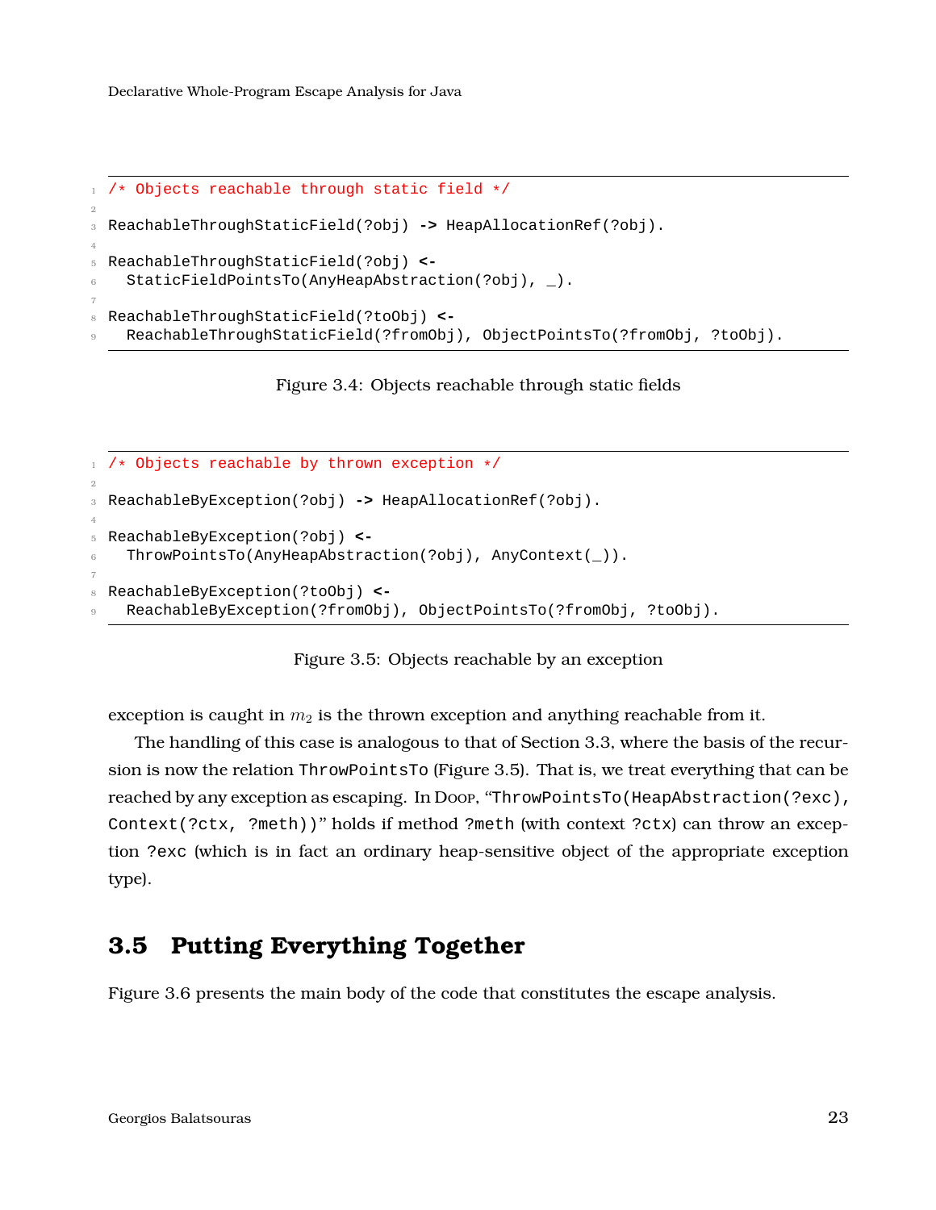```
/* Objects reachable through static field */

ReachableThroughStaticField(?obj) -> HeapAllocationRef(?obj).

ReachableThroughStaticField(?obj) <-
  StaticFieldPointsTo(AnyHeapAbstraction(?obj), _).

ReachableThroughStaticField(?toObj) <-
  ReachableThroughStaticField(?fromObj), ObjectPointsTo(?fromObj, ?toObj).
```

Figure 3.4: Objects reachable through static fields

```
/* Objects reachable by thrown exception */

ReachableByException(?obj) -> HeapAllocationRef(?obj).

ReachableByException(?obj) <-
  ThrowPointsTo(AnyHeapAbstraction(?obj), AnyContext(_)).

ReachableByException(?toObj) <-
  ReachableByException(?fromObj), ObjectPointsTo(?fromObj, ?toObj).
```

Figure 3.5: Objects reachable by an exception

exception is caught in $m_2$ is the thrown exception and anything reachable from it.

The handling of this case is analogous to that of Section 3.3, where the basis of the recursion is now the relation `ThrowPointsTo` (Figure 3.5). That is, we treat everything that can be reached by any exception as escaping. In Doop, "`ThrowPointsTo(HeapAbstraction(?exc), Context(?ctx, ?meth))`" holds if method `?meth` (with context `?ctx`) can throw an exception `?exc` (which is in fact an ordinary heap-sensitive object of the appropriate exception type).

## 3.5 Putting Everything Together

Figure 3.6 presents the main body of the code that constitutes the escape analysis.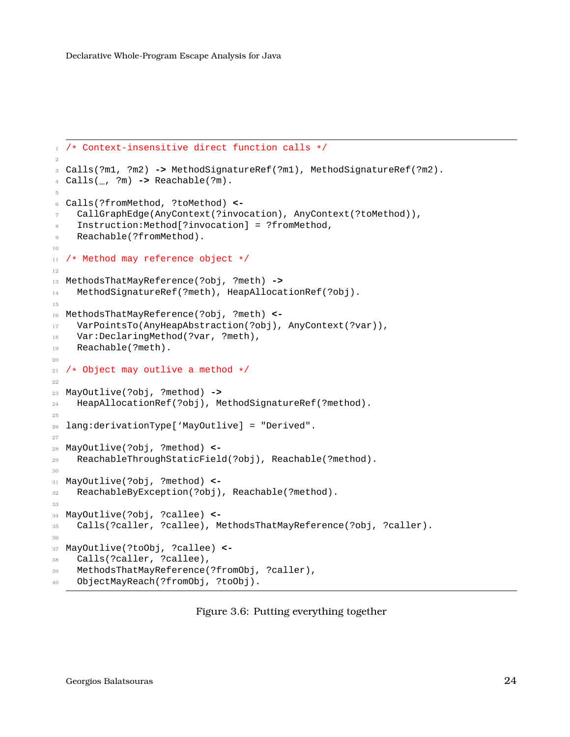```
/* Context-insensitive direct function calls */

Calls(?m1, ?m2) -> MethodSignatureRef(?m1), MethodSignatureRef(?m2).
Calls(_, ?m) -> Reachable(?m).

Calls(?fromMethod, ?toMethod) <-
  CallGraphEdge(AnyContext(?invocation), AnyContext(?toMethod)),
  Instruction:Method[?invocation] = ?fromMethod,
  Reachable(?fromMethod).

/* Method may reference object */

MethodsThatMayReference(?obj, ?meth) ->
  MethodSignatureRef(?meth), HeapAllocationRef(?obj).

MethodsThatMayReference(?obj, ?meth) <-
  VarPointsTo(AnyHeapAbstraction(?obj), AnyContext(?var)),
  Var:DeclaringMethod(?var, ?meth),
  Reachable(?meth).

/* Object may outlive a method */

MayOutlive(?obj, ?method) ->
  HeapAllocationRef(?obj), MethodSignatureRef(?method).

lang:derivationType[`MayOutlive] = "Derived".

MayOutlive(?obj, ?method) <-
  ReachableThroughStaticField(?obj), Reachable(?method).

MayOutlive(?obj, ?method) <-
  ReachableByException(?obj), Reachable(?method).

MayOutlive(?obj, ?callee) <-
  Calls(?caller, ?callee), MethodsThatMayReference(?obj, ?caller).

MayOutlive(?toObj, ?callee) <-
  Calls(?caller, ?callee),
  MethodsThatMayReference(?fromObj, ?caller),
  ObjectMayReach(?fromObj, ?toObj).
```

Figure 3.6: Putting everything together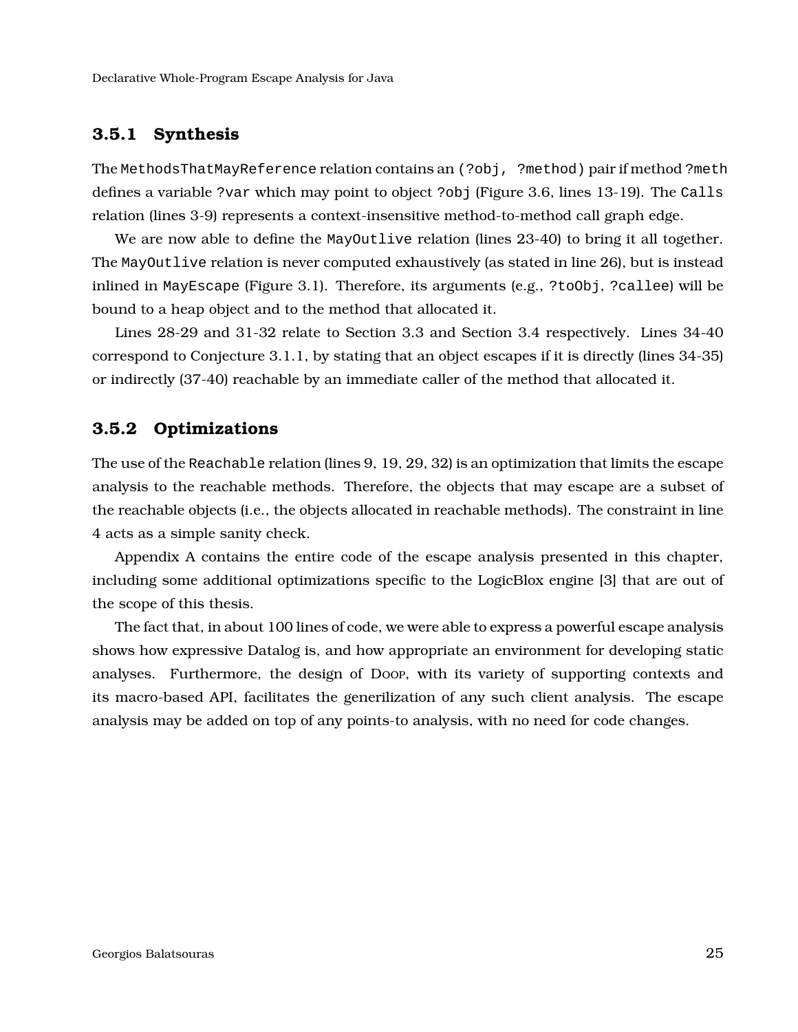### 3.5.1 Synthesis

The `MethodsThatMayReference` relation contains an `(?obj, ?method)` pair if method `?meth` defines a variable `?var` which may point to object `?obj` (Figure 3.6, lines 13-19). The `Calls` relation (lines 3-9) represents a context-insensitive method-to-method call graph edge.

We are now able to define the `MayOutlive` relation (lines 23-40) to bring it all together. The `MayOutlive` relation is never computed exhaustively (as stated in line 26), but is instead inlined in `MayEscape` (Figure 3.1). Therefore, its arguments (e.g., `?toObj`, `?callee`) will be bound to a heap object and to the method that allocated it.

Lines 28-29 and 31-32 relate to Section 3.3 and Section 3.4 respectively. Lines 34-40 correspond to Conjecture 3.1.1, by stating that an object escapes if it is directly (lines 34-35) or indirectly (37-40) reachable by an immediate caller of the method that allocated it.

### 3.5.2 Optimizations

The use of the `Reachable` relation (lines 9, 19, 29, 32) is an optimization that limits the escape analysis to the reachable methods. Therefore, the objects that may escape are a subset of the reachable objects (i.e., the objects allocated in reachable methods). The constraint in line 4 acts as a simple sanity check.

Appendix A contains the entire code of the escape analysis presented in this chapter, including some additional optimizations specific to the LogicBlox engine [3] that are out of the scope of this thesis.

The fact that, in about 100 lines of code, we were able to express a powerful escape analysis shows how expressive Datalog is, and how appropriate an environment for developing static analyses. Furthermore, the design of Doop, with its variety of supporting contexts and its macro-based API, facilitates the generilization of any such client analysis. The escape analysis may be added on top of any points-to analysis, with no need for code changes.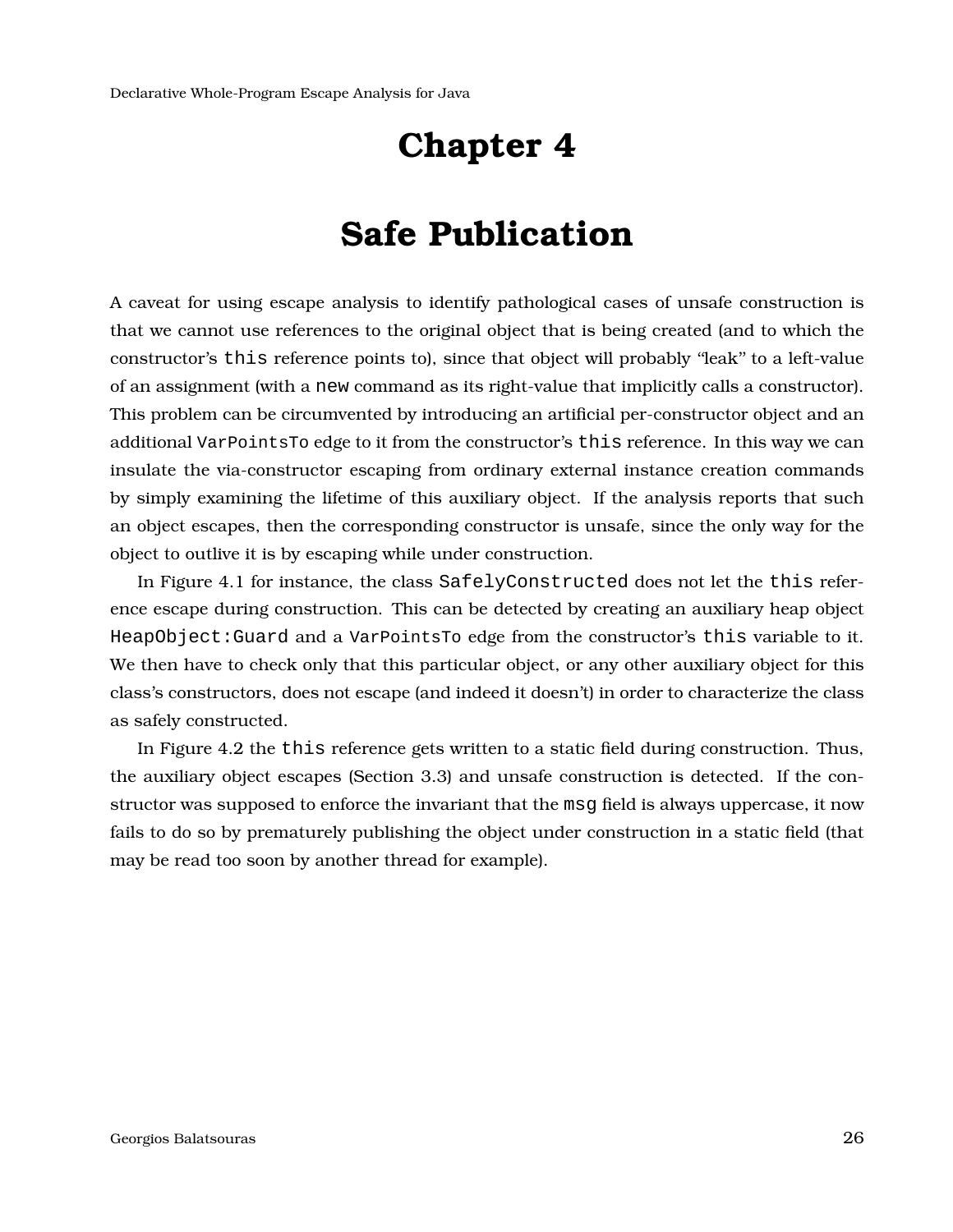# Chapter 4

# Safe Publication

A caveat for using escape analysis to identify pathological cases of unsafe construction is that we cannot use references to the original object that is being created (and to which the constructor's `this` reference points to), since that object will probably "leak" to a left-value of an assignment (with a `new` command as its right-value that implicitly calls a constructor). This problem can be circumvented by introducing an artificial per-constructor object and an additional `VarPointsTo` edge to it from the constructor's `this` reference. In this way we can insulate the via-constructor escaping from ordinary external instance creation commands by simply examining the lifetime of this auxiliary object. If the analysis reports that such an object escapes, then the corresponding constructor is unsafe, since the only way for the object to outlive it is by escaping while under construction.

In Figure 4.1 for instance, the class `SafelyConstructed` does not let the `this` reference escape during construction. This can be detected by creating an auxiliary heap object `HeapObject:Guard` and a `VarPointsTo` edge from the constructor's `this` variable to it. We then have to check only that this particular object, or any other auxiliary object for this class's constructors, does not escape (and indeed it doesn't) in order to characterize the class as safely constructed.

In Figure 4.2 the `this` reference gets written to a static field during construction. Thus, the auxiliary object escapes (Section 3.3) and unsafe construction is detected. If the constructor was supposed to enforce the invariant that the `msg` field is always uppercase, it now fails to do so by prematurely publishing the object under construction in a static field (that may be read too soon by another thread for example).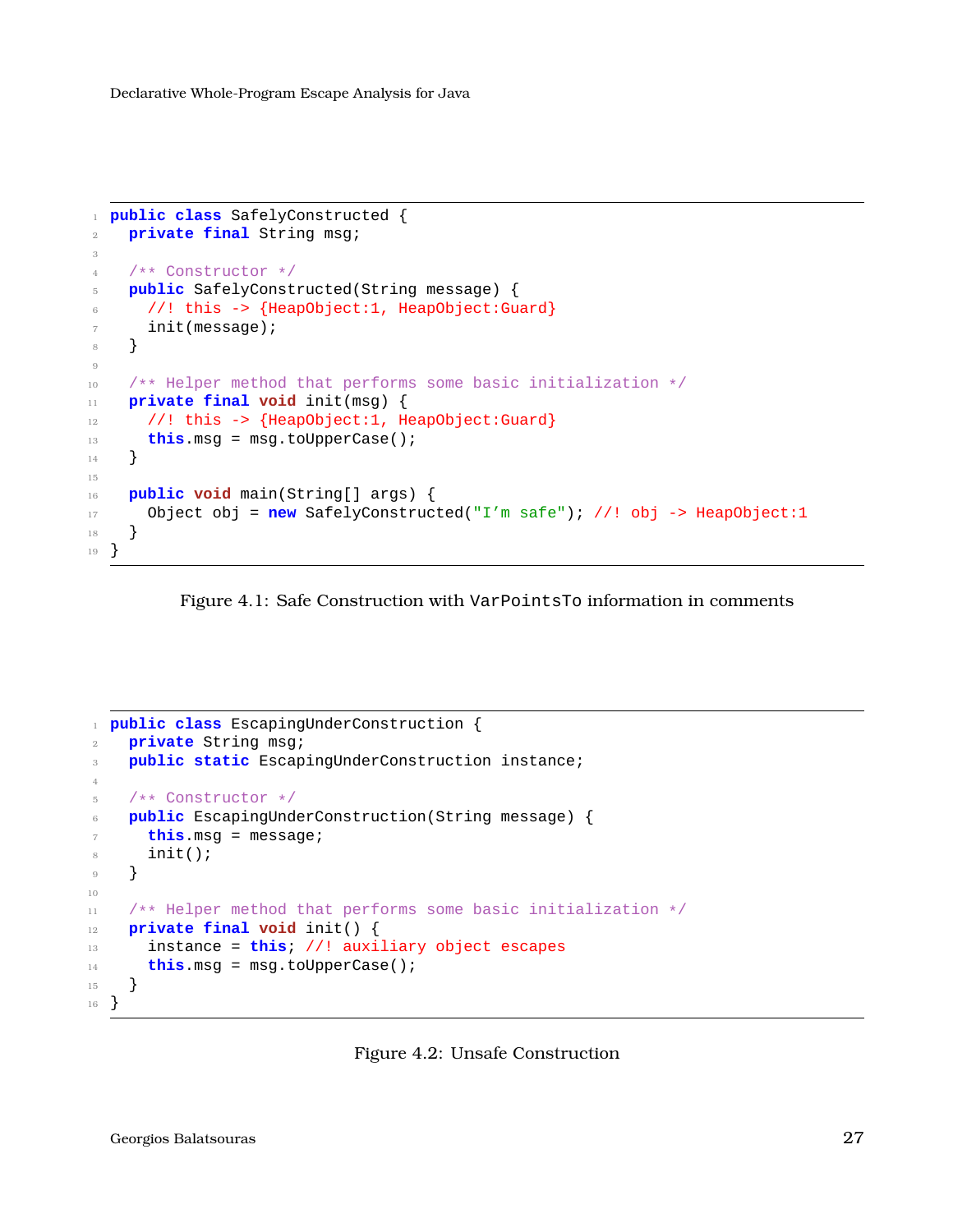```java
public class SafelyConstructed {
  private final String msg;

  /** Constructor */
  public SafelyConstructed(String message) {
    //! this -> {HeapObject:1, HeapObject:Guard}
    init(message);
  }

  /** Helper method that performs some basic initialization */
  private final void init(msg) {
    //! this -> {HeapObject:1, HeapObject:Guard}
    this.msg = msg.toUpperCase();
  }

  public void main(String[] args) {
    Object obj = new SafelyConstructed("I'm safe"); //! obj -> HeapObject:1
  }
}
```

Figure 4.1: Safe Construction with `VarPointsTo` information in comments

```java
public class EscapingUnderConstruction {
  private String msg;
  public static EscapingUnderConstruction instance;

  /** Constructor */
  public EscapingUnderConstruction(String message) {
    this.msg = message;
    init();
  }

  /** Helper method that performs some basic initialization */
  private final void init() {
    instance = this; //! auxiliary object escapes
    this.msg = msg.toUpperCase();
  }
}
```

Figure 4.2: Unsafe Construction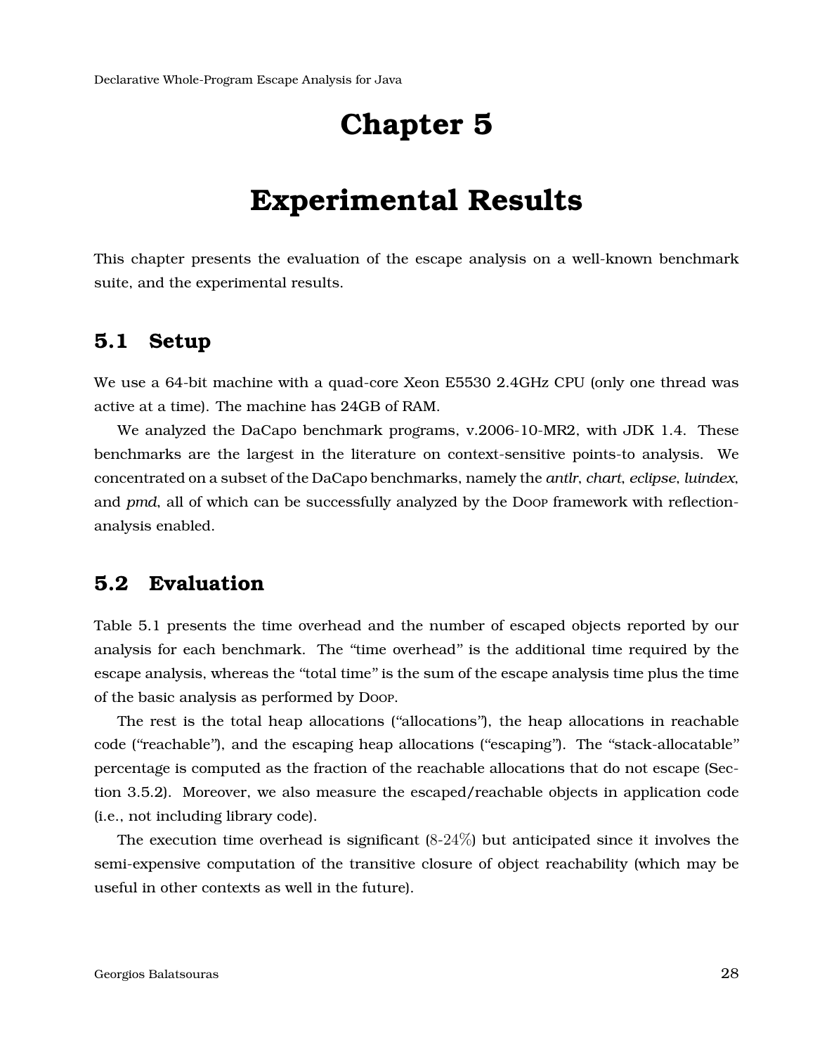# Chapter 5

# Experimental Results

This chapter presents the evaluation of the escape analysis on a well-known benchmark suite, and the experimental results.

## 5.1 Setup

We use a 64-bit machine with a quad-core Xeon E5530 2.4GHz CPU (only one thread was active at a time). The machine has 24GB of RAM.

We analyzed the DaCapo benchmark programs, v.2006-10-MR2, with JDK 1.4. These benchmarks are the largest in the literature on context-sensitive points-to analysis. We concentrated on a subset of the DaCapo benchmarks, namely the *antlr*, *chart*, *eclipse*, *luindex*, and *pmd*, all of which can be successfully analyzed by the Doop framework with reflection-analysis enabled.

## 5.2 Evaluation

Table 5.1 presents the time overhead and the number of escaped objects reported by our analysis for each benchmark. The "time overhead" is the additional time required by the escape analysis, whereas the "total time" is the sum of the escape analysis time plus the time of the basic analysis as performed by Doop.

The rest is the total heap allocations ("allocations"), the heap allocations in reachable code ("reachable"), and the escaping heap allocations ("escaping"). The "stack-allocatable" percentage is computed as the fraction of the reachable allocations that do not escape (Section 3.5.2). Moreover, we also measure the escaped/reachable objects in application code (i.e., not including library code).

The execution time overhead is significant (8-24%) but anticipated since it involves the semi-expensive computation of the transitive closure of object reachability (which may be useful in other contexts as well in the future).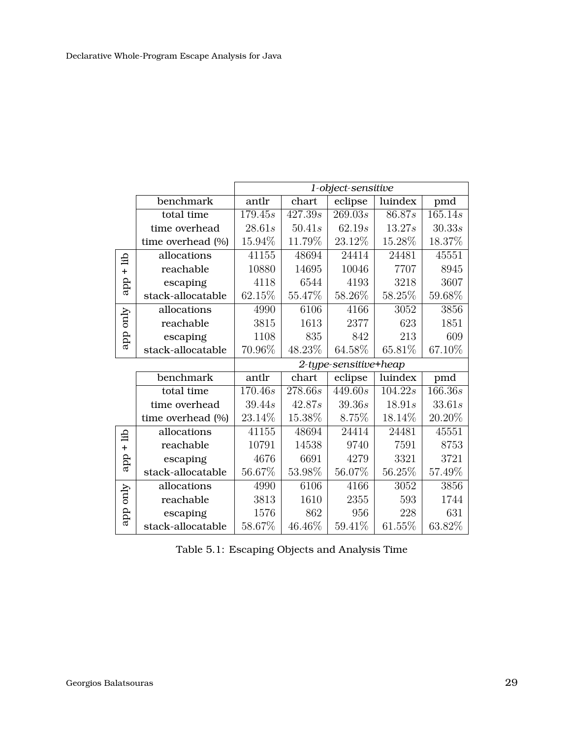| | | *1-object-sensitive* | | | | |
|---|---|---|---|---|---|---|
| | benchmark | antlr | chart | eclipse | luindex | pmd |
| | total time | $179.45s$ | $427.39s$ | $269.03s$ | $86.87s$ | $165.14s$ |
| | time overhead | $28.61s$ | $50.41s$ | $62.19s$ | $13.27s$ | $30.33s$ |
| | time overhead (%) | 15.94% | 11.79% | 23.12% | 15.28% | 18.37% |
| app + lib | allocations | 41155 | 48694 | 24414 | 24481 | 45551 |
| | reachable | 10880 | 14695 | 10046 | 7707 | 8945 |
| | escaping | 4118 | 6544 | 4193 | 3218 | 3607 |
| | stack-allocatable | 62.15% | 55.47% | 58.26% | 58.25% | 59.68% |
| app only | allocations | 4990 | 6106 | 4166 | 3052 | 3856 |
| | reachable | 3815 | 1613 | 2377 | 623 | 1851 |
| | escaping | 1108 | 835 | 842 | 213 | 609 |
| | stack-allocatable | 70.96% | 48.23% | 64.58% | 65.81% | 67.10% |
| | | *2-type-sensitive+heap* | | | | |
| | benchmark | antlr | chart | eclipse | luindex | pmd |
| | total time | $170.46s$ | $278.66s$ | $449.60s$ | $104.22s$ | $166.36s$ |
| | time overhead | $39.44s$ | $42.87s$ | $39.36s$ | $18.91s$ | $33.61s$ |
| | time overhead (%) | 23.14% | 15.38% | 8.75% | 18.14% | 20.20% |
| app + lib | allocations | 41155 | 48694 | 24414 | 24481 | 45551 |
| | reachable | 10791 | 14538 | 9740 | 7591 | 8753 |
| | escaping | 4676 | 6691 | 4279 | 3321 | 3721 |
| | stack-allocatable | 56.67% | 53.98% | 56.07% | 56.25% | 57.49% |
| app only | allocations | 4990 | 6106 | 4166 | 3052 | 3856 |
| | reachable | 3813 | 1610 | 2355 | 593 | 1744 |
| | escaping | 1576 | 862 | 956 | 228 | 631 |
| | stack-allocatable | 58.67% | 46.46% | 59.41% | 61.55% | 63.82% |

Table 5.1: Escaping Objects and Analysis Time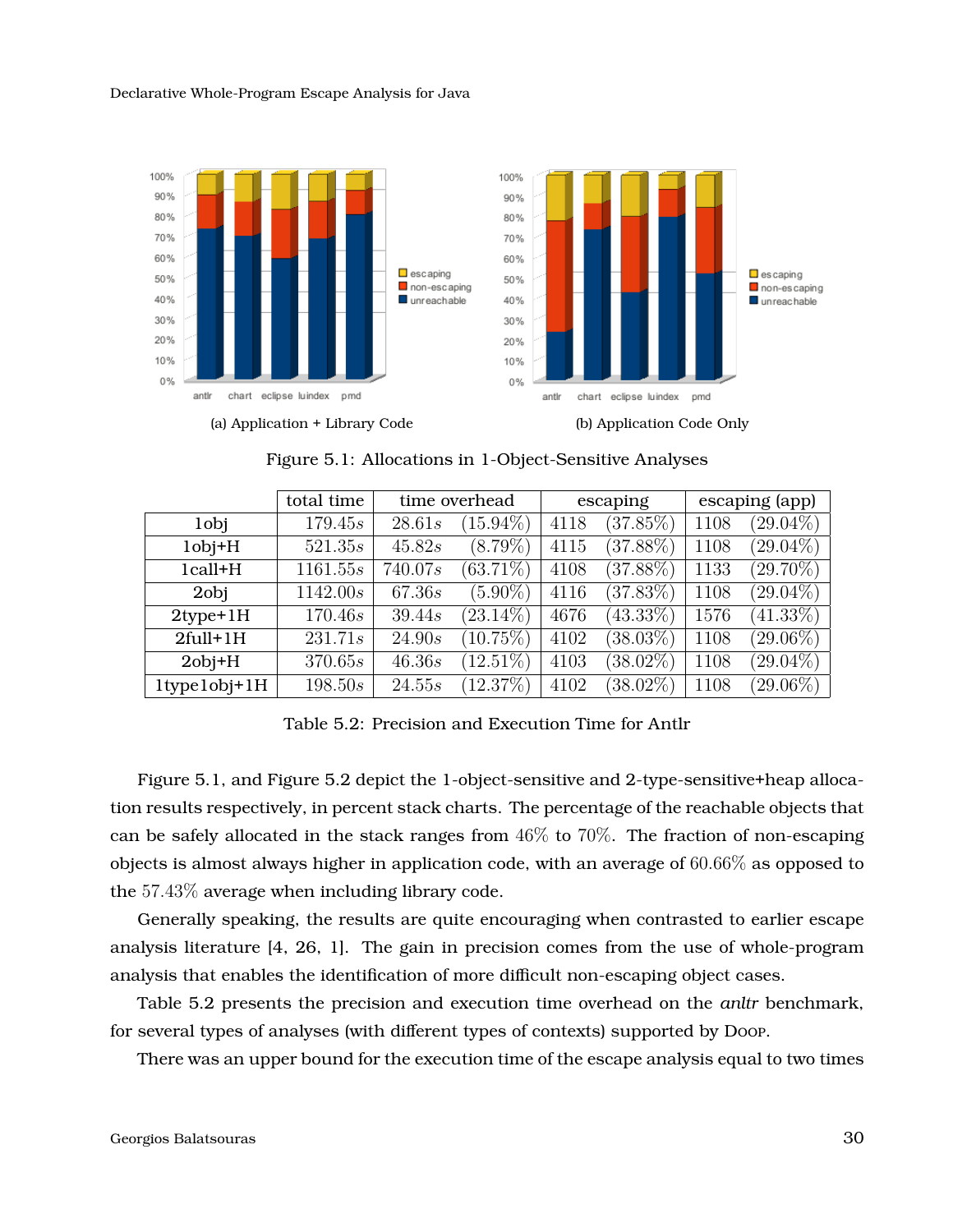(a) Application + Library Code

(b) Application Code Only

Figure 5.1: Allocations in 1-Object-Sensitive Analyses

| | total time | time overhead | | escaping | | escaping (app) | |
|---|---|---|---|---|---|---|---|
| 1obj | $179.45s$ | $28.61s$ | (15.94%) | 4118 | (37.85%) | 1108 | (29.04%) |
| 1obj+H | $521.35s$ | $45.82s$ | (8.79%) | 4115 | (37.88%) | 1108 | (29.04%) |
| 1call+H | $1161.55s$ | $740.07s$ | (63.71%) | 4108 | (37.88%) | 1133 | (29.70%) |
| 2obj | $1142.00s$ | $67.36s$ | (5.90%) | 4116 | (37.83%) | 1108 | (29.04%) |
| 2type+1H | $170.46s$ | $39.44s$ | (23.14%) | 4676 | (43.33%) | 1576 | (41.33%) |
| 2full+1H | $231.71s$ | $24.90s$ | (10.75%) | 4102 | (38.03%) | 1108 | (29.06%) |
| 2obj+H | $370.65s$ | $46.36s$ | (12.51%) | 4103 | (38.02%) | 1108 | (29.04%) |
| 1type1obj+1H | $198.50s$ | $24.55s$ | (12.37%) | 4102 | (38.02%) | 1108 | (29.06%) |

Table 5.2: Precision and Execution Time for Antlr

Figure 5.1, and Figure 5.2 depict the 1-object-sensitive and 2-type-sensitive+heap allocation results respectively, in percent stack charts. The percentage of the reachable objects that can be safely allocated in the stack ranges from 46% to 70%. The fraction of non-escaping objects is almost always higher in application code, with an average of 60.66% as opposed to the 57.43% average when including library code.

Generally speaking, the results are quite encouraging when contrasted to earlier escape analysis literature [4, 26, 1]. The gain in precision comes from the use of whole-program analysis that enables the identification of more difficult non-escaping object cases.

Table 5.2 presents the precision and execution time overhead on the *anltr* benchmark, for several types of analyses (with different types of contexts) supported by Doop.

There was an upper bound for the execution time of the escape analysis equal to two times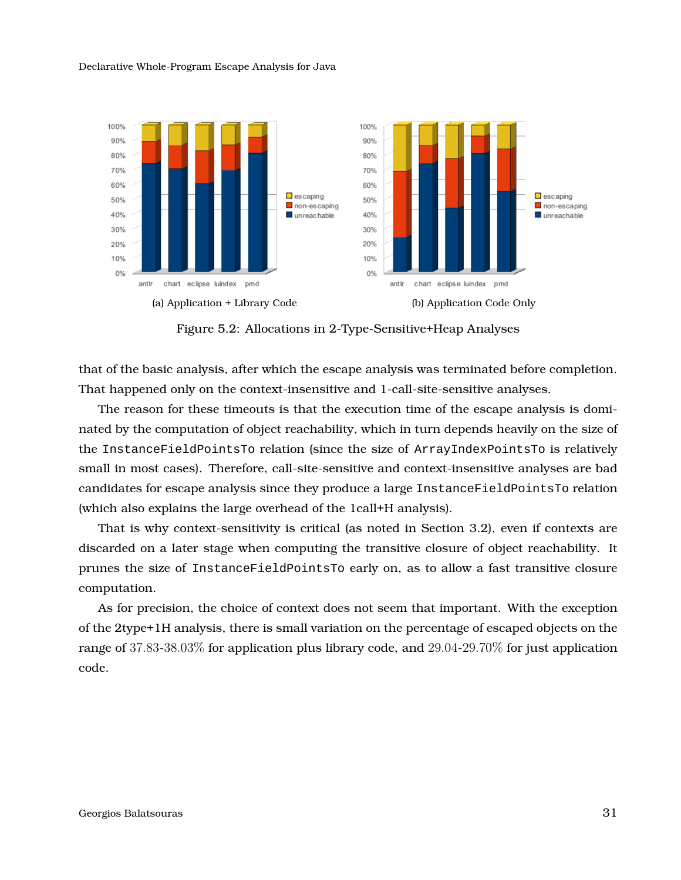(a) Application + Library Code

(b) Application Code Only

Figure 5.2: Allocations in 2-Type-Sensitive+Heap Analyses

that of the basic analysis, after which the escape analysis was terminated before completion. That happened only on the context-insensitive and 1-call-site-sensitive analyses.

The reason for these timeouts is that the execution time of the escape analysis is dominated by the computation of object reachability, which in turn depends heavily on the size of the `InstanceFieldPointsTo` relation (since the size of `ArrayIndexPointsTo` is relatively small in most cases). Therefore, call-site-sensitive and context-insensitive analyses are bad candidates for escape analysis since they produce a large `InstanceFieldPointsTo` relation (which also explains the large overhead of the 1call+H analysis).

That is why context-sensitivity is critical (as noted in Section 3.2), even if contexts are discarded on a later stage when computing the transitive closure of object reachability. It prunes the size of `InstanceFieldPointsTo` early on, as to allow a fast transitive closure computation.

As for precision, the choice of context does not seem that important. With the exception of the 2type+1H analysis, there is small variation on the percentage of escaped objects on the range of 37.83-38.03% for application plus library code, and 29.04-29.70% for just application code.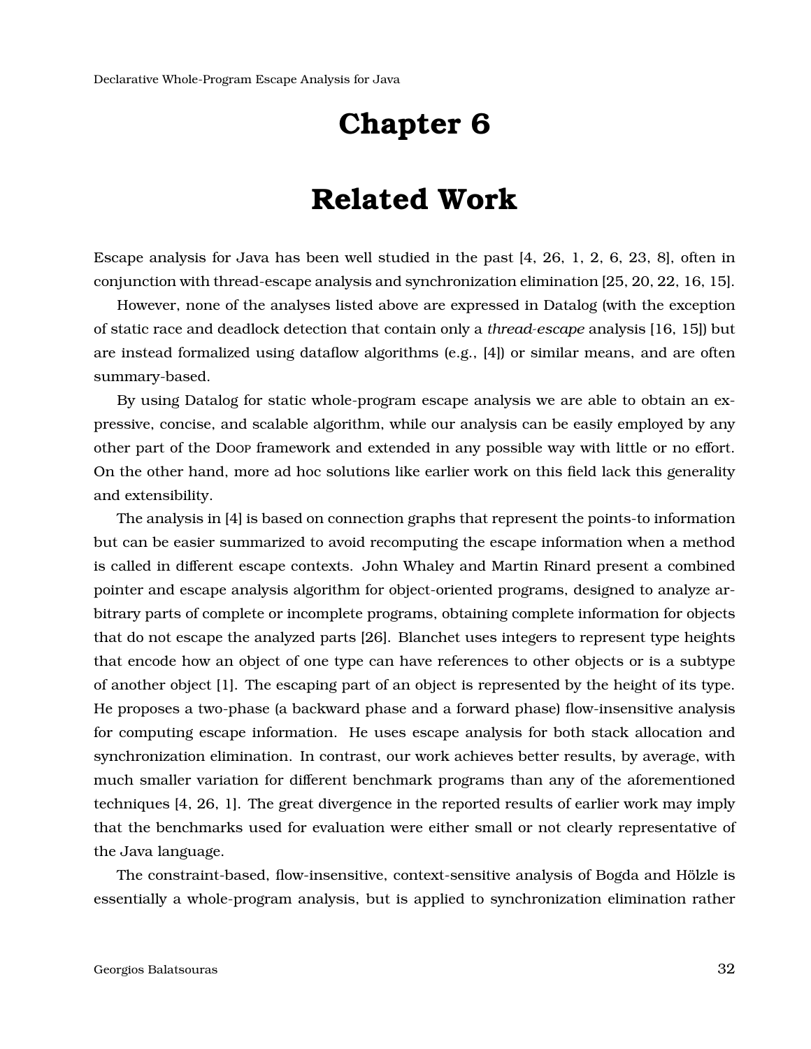# Chapter 6

# Related Work

Escape analysis for Java has been well studied in the past [4, 26, 1, 2, 6, 23, 8], often in conjunction with thread-escape analysis and synchronization elimination [25, 20, 22, 16, 15].

However, none of the analyses listed above are expressed in Datalog (with the exception of static race and deadlock detection that contain only a *thread-escape* analysis [16, 15]) but are instead formalized using dataflow algorithms (e.g., [4]) or similar means, and are often summary-based.

By using Datalog for static whole-program escape analysis we are able to obtain an expressive, concise, and scalable algorithm, while our analysis can be easily employed by any other part of the Doop framework and extended in any possible way with little or no effort. On the other hand, more ad hoc solutions like earlier work on this field lack this generality and extensibility.

The analysis in [4] is based on connection graphs that represent the points-to information but can be easier summarized to avoid recomputing the escape information when a method is called in different escape contexts. John Whaley and Martin Rinard present a combined pointer and escape analysis algorithm for object-oriented programs, designed to analyze arbitrary parts of complete or incomplete programs, obtaining complete information for objects that do not escape the analyzed parts [26]. Blanchet uses integers to represent type heights that encode how an object of one type can have references to other objects or is a subtype of another object [1]. The escaping part of an object is represented by the height of its type. He proposes a two-phase (a backward phase and a forward phase) flow-insensitive analysis for computing escape information. He uses escape analysis for both stack allocation and synchronization elimination. In contrast, our work achieves better results, by average, with much smaller variation for different benchmark programs than any of the aforementioned techniques [4, 26, 1]. The great divergence in the reported results of earlier work may imply that the benchmarks used for evaluation were either small or not clearly representative of the Java language.

The constraint-based, flow-insensitive, context-sensitive analysis of Bogda and Hölzle is essentially a whole-program analysis, but is applied to synchronization elimination rather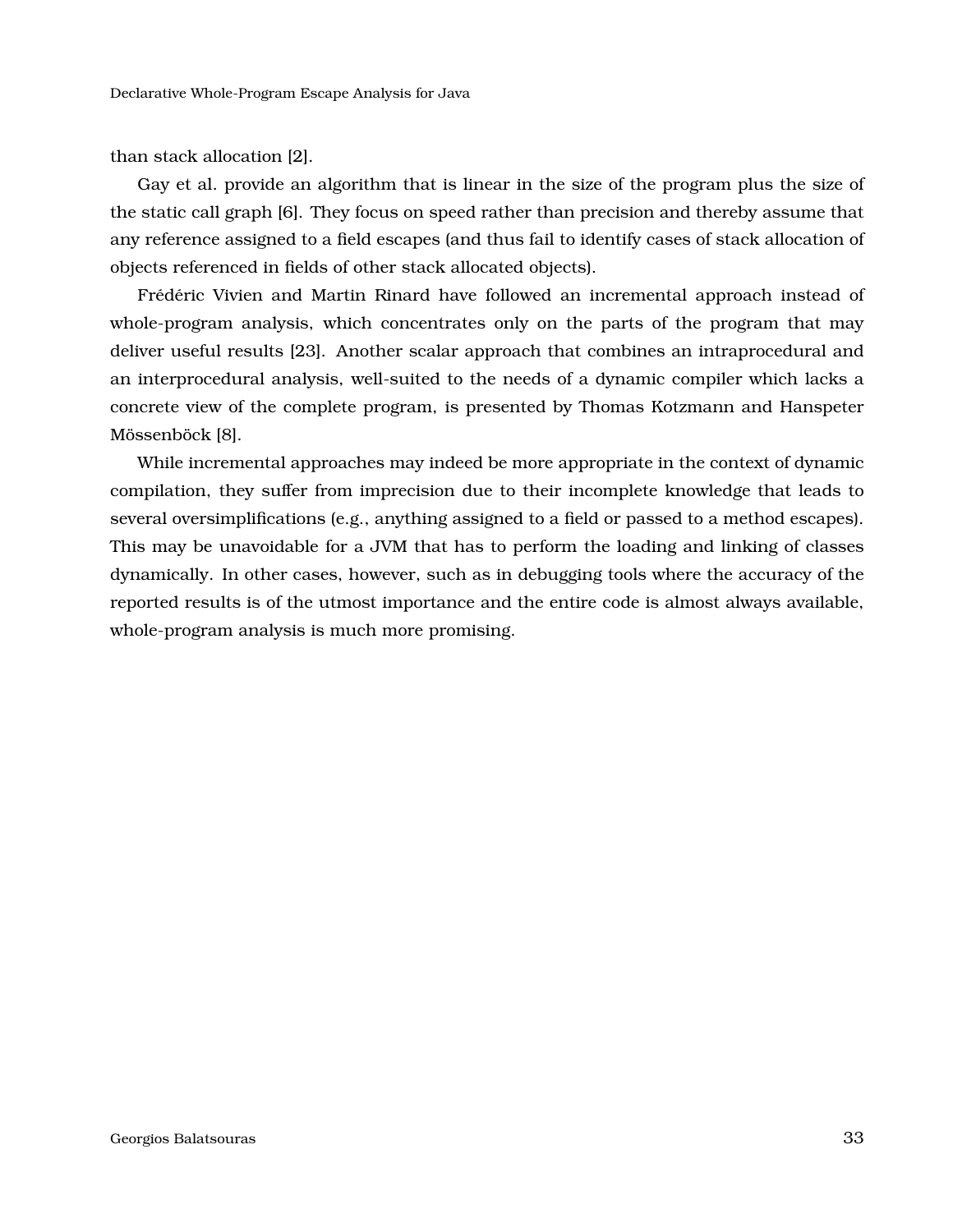than stack allocation [2].

Gay et al. provide an algorithm that is linear in the size of the program plus the size of the static call graph [6]. They focus on speed rather than precision and thereby assume that any reference assigned to a field escapes (and thus fail to identify cases of stack allocation of objects referenced in fields of other stack allocated objects).

Frédéric Vivien and Martin Rinard have followed an incremental approach instead of whole-program analysis, which concentrates only on the parts of the program that may deliver useful results [23]. Another scalar approach that combines an intraprocedural and an interprocedural analysis, well-suited to the needs of a dynamic compiler which lacks a concrete view of the complete program, is presented by Thomas Kotzmann and Hanspeter Mössenböck [8].

While incremental approaches may indeed be more appropriate in the context of dynamic compilation, they suffer from imprecision due to their incomplete knowledge that leads to several oversimplifications (e.g., anything assigned to a field or passed to a method escapes). This may be unavoidable for a JVM that has to perform the loading and linking of classes dynamically. In other cases, however, such as in debugging tools where the accuracy of the reported results is of the utmost importance and the entire code is almost always available, whole-program analysis is much more promising.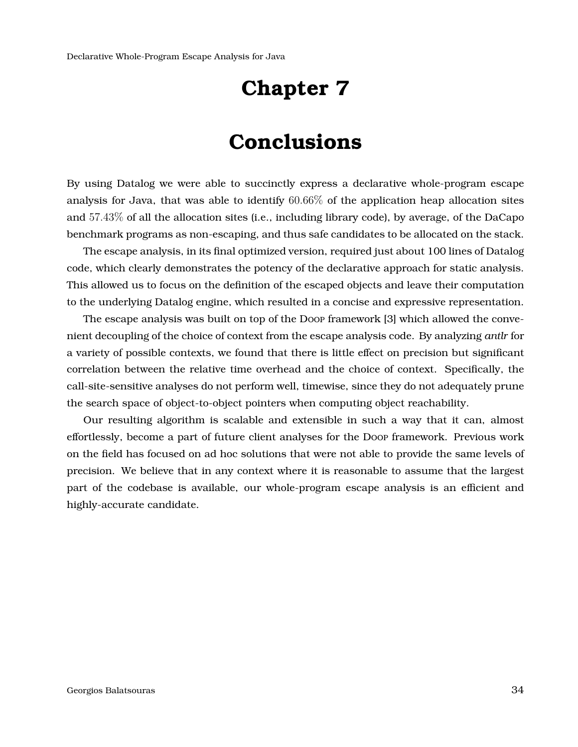# Chapter 7

# Conclusions

By using Datalog we were able to succinctly express a declarative whole-program escape analysis for Java, that was able to identify $60.66\%$ of the application heap allocation sites and $57.43\%$ of all the allocation sites (i.e., including library code), by average, of the DaCapo benchmark programs as non-escaping, and thus safe candidates to be allocated on the stack.

The escape analysis, in its final optimized version, required just about 100 lines of Datalog code, which clearly demonstrates the potency of the declarative approach for static analysis. This allowed us to focus on the definition of the escaped objects and leave their computation to the underlying Datalog engine, which resulted in a concise and expressive representation.

The escape analysis was built on top of the DOOP framework [3] which allowed the convenient decoupling of the choice of context from the escape analysis code. By analyzing *antlr* for a variety of possible contexts, we found that there is little effect on precision but significant correlation between the relative time overhead and the choice of context. Specifically, the call-site-sensitive analyses do not perform well, timewise, since they do not adequately prune the search space of object-to-object pointers when computing object reachability.

Our resulting algorithm is scalable and extensible in such a way that it can, almost effortlessly, become a part of future client analyses for the DOOP framework. Previous work on the field has focused on ad hoc solutions that were not able to provide the same levels of precision. We believe that in any context where it is reasonable to assume that the largest part of the codebase is available, our whole-program escape analysis is an efficient and highly-accurate candidate.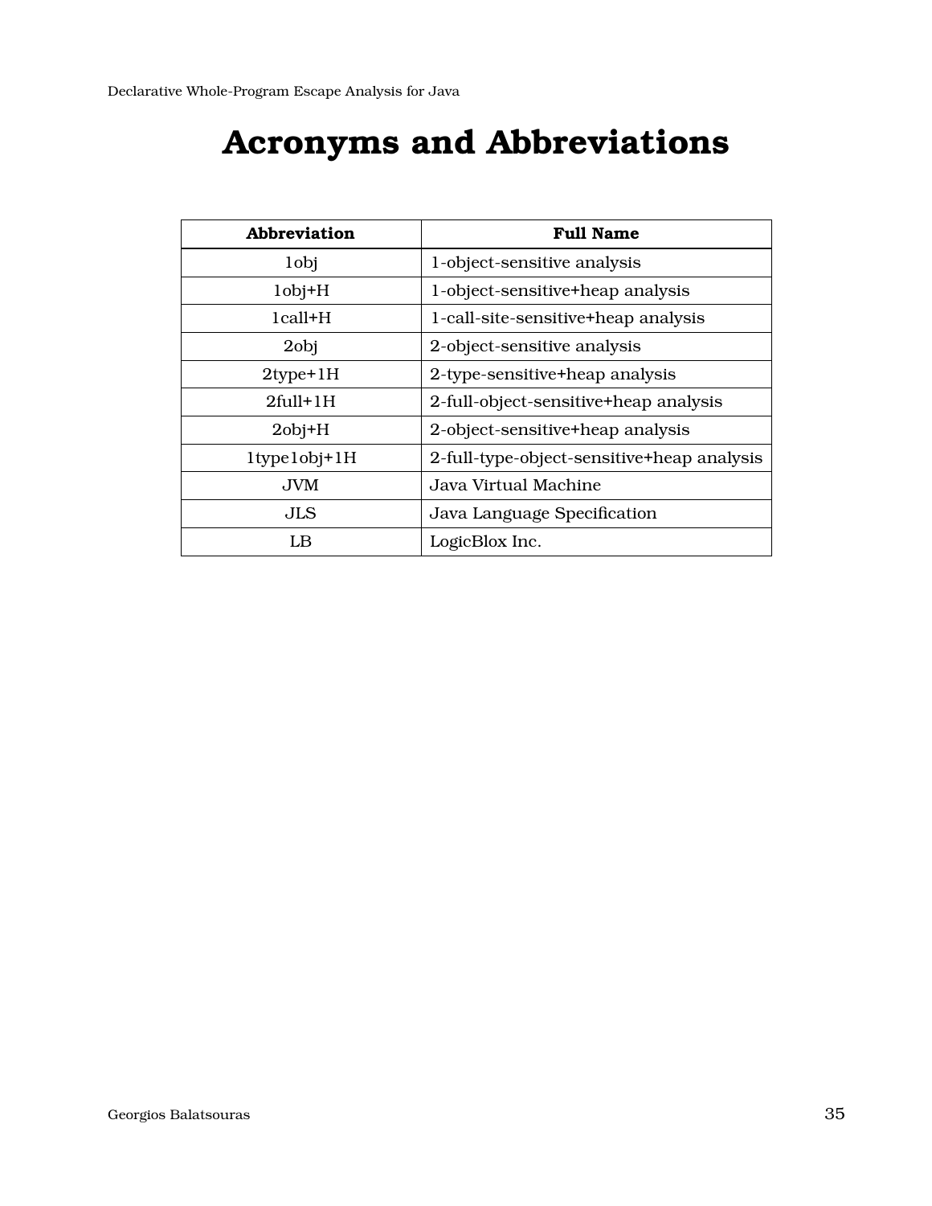# Acronyms and Abbreviations

| Abbreviation | Full Name |
|---|---|
| 1obj | 1-object-sensitive analysis |
| 1obj+H | 1-object-sensitive+heap analysis |
| 1call+H | 1-call-site-sensitive+heap analysis |
| 2obj | 2-object-sensitive analysis |
| 2type+1H | 2-type-sensitive+heap analysis |
| 2full+1H | 2-full-object-sensitive+heap analysis |
| 2obj+H | 2-object-sensitive+heap analysis |
| 1type1obj+1H | 2-full-type-object-sensitive+heap analysis |
| JVM | Java Virtual Machine |
| JLS | Java Language Specification |
| LB | LogicBlox Inc. |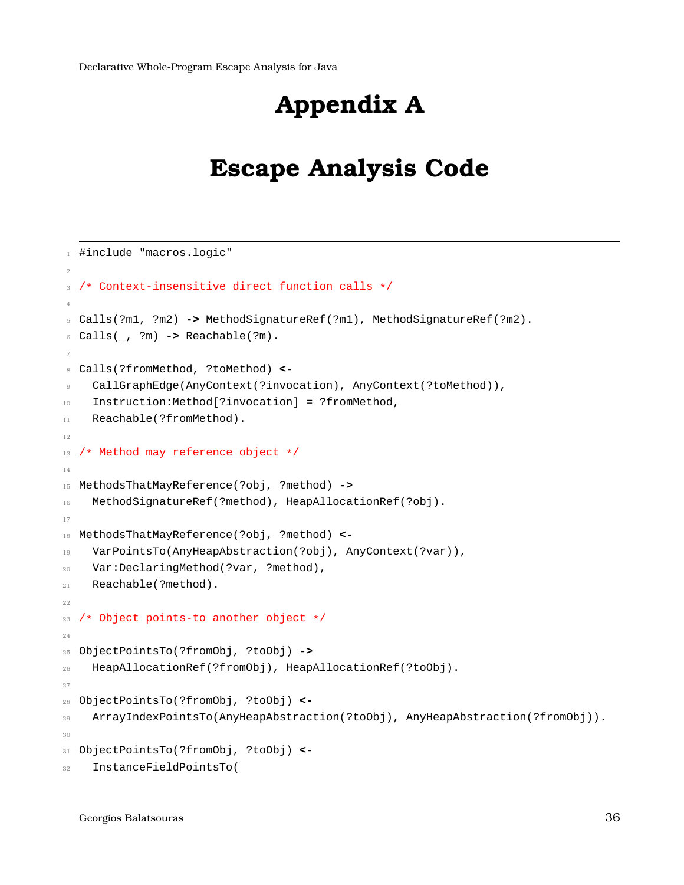# Appendix A

# Escape Analysis Code

```
#include "macros.logic"

/* Context-insensitive direct function calls */

Calls(?m1, ?m2) -> MethodSignatureRef(?m1), MethodSignatureRef(?m2).
Calls(_, ?m) -> Reachable(?m).

Calls(?fromMethod, ?toMethod) <-
  CallGraphEdge(AnyContext(?invocation), AnyContext(?toMethod)),
  Instruction:Method[?invocation] = ?fromMethod,
  Reachable(?fromMethod).

/* Method may reference object */

MethodsThatMayReference(?obj, ?method) ->
  MethodSignatureRef(?method), HeapAllocationRef(?obj).

MethodsThatMayReference(?obj, ?method) <-
  VarPointsTo(AnyHeapAbstraction(?obj), AnyContext(?var)),
  Var:DeclaringMethod(?var, ?method),
  Reachable(?method).

/* Object points-to another object */

ObjectPointsTo(?fromObj, ?toObj) ->
  HeapAllocationRef(?fromObj), HeapAllocationRef(?toObj).

ObjectPointsTo(?fromObj, ?toObj) <-
  ArrayIndexPointsTo(AnyHeapAbstraction(?toObj), AnyHeapAbstraction(?fromObj)).

ObjectPointsTo(?fromObj, ?toObj) <-
  InstanceFieldPointsTo(
```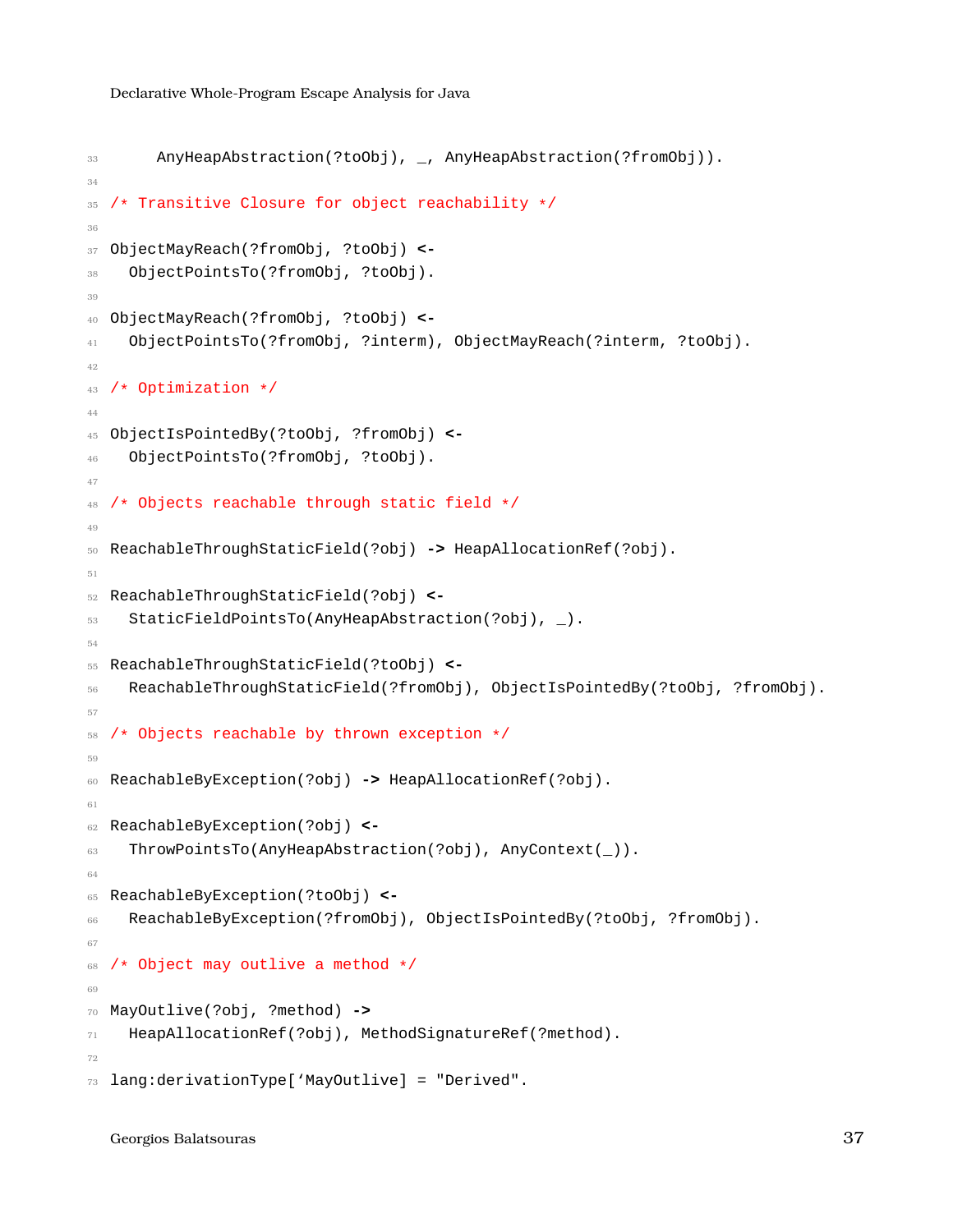```
    AnyHeapAbstraction(?toObj), _, AnyHeapAbstraction(?fromObj)).

/* Transitive Closure for object reachability */

ObjectMayReach(?fromObj, ?toObj) <-
  ObjectPointsTo(?fromObj, ?toObj).

ObjectMayReach(?fromObj, ?toObj) <-
  ObjectPointsTo(?fromObj, ?interm), ObjectMayReach(?interm, ?toObj).

/* Optimization */

ObjectIsPointedBy(?toObj, ?fromObj) <-
  ObjectPointsTo(?fromObj, ?toObj).

/* Objects reachable through static field */

ReachableThroughStaticField(?obj) -> HeapAllocationRef(?obj).

ReachableThroughStaticField(?obj) <-
  StaticFieldPointsTo(AnyHeapAbstraction(?obj), _).

ReachableThroughStaticField(?toObj) <-
  ReachableThroughStaticField(?fromObj), ObjectIsPointedBy(?toObj, ?fromObj).

/* Objects reachable by thrown exception */

ReachableByException(?obj) -> HeapAllocationRef(?obj).

ReachableByException(?obj) <-
  ThrowPointsTo(AnyHeapAbstraction(?obj), AnyContext(_)).

ReachableByException(?toObj) <-
  ReachableByException(?fromObj), ObjectIsPointedBy(?toObj, ?fromObj).

/* Object may outlive a method */

MayOutlive(?obj, ?method) ->
  HeapAllocationRef(?obj), MethodSignatureRef(?method).

lang:derivationType[`MayOutlive] = "Derived".
```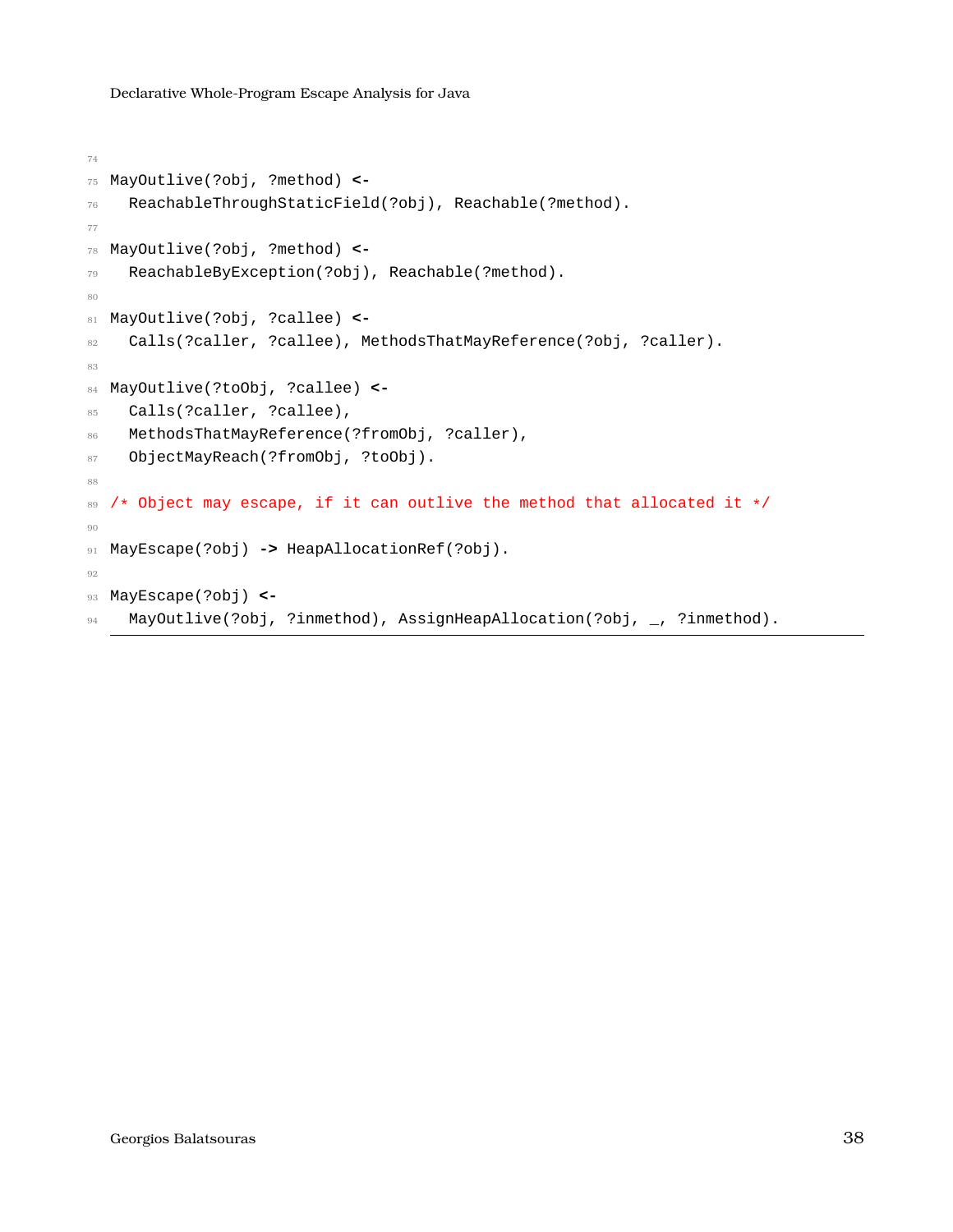```
MayOutlive(?obj, ?method) <-
  ReachableThroughStaticField(?obj), Reachable(?method).

MayOutlive(?obj, ?method) <-
  ReachableByException(?obj), Reachable(?method).

MayOutlive(?obj, ?callee) <-
  Calls(?caller, ?callee), MethodsThatMayReference(?obj, ?caller).

MayOutlive(?toObj, ?callee) <-
  Calls(?caller, ?callee),
  MethodsThatMayReference(?fromObj, ?caller),
  ObjectMayReach(?fromObj, ?toObj).

/* Object may escape, if it can outlive the method that allocated it */

MayEscape(?obj) -> HeapAllocationRef(?obj).

MayEscape(?obj) <-
  MayOutlive(?obj, ?inmethod), AssignHeapAllocation(?obj, _, ?inmethod).
```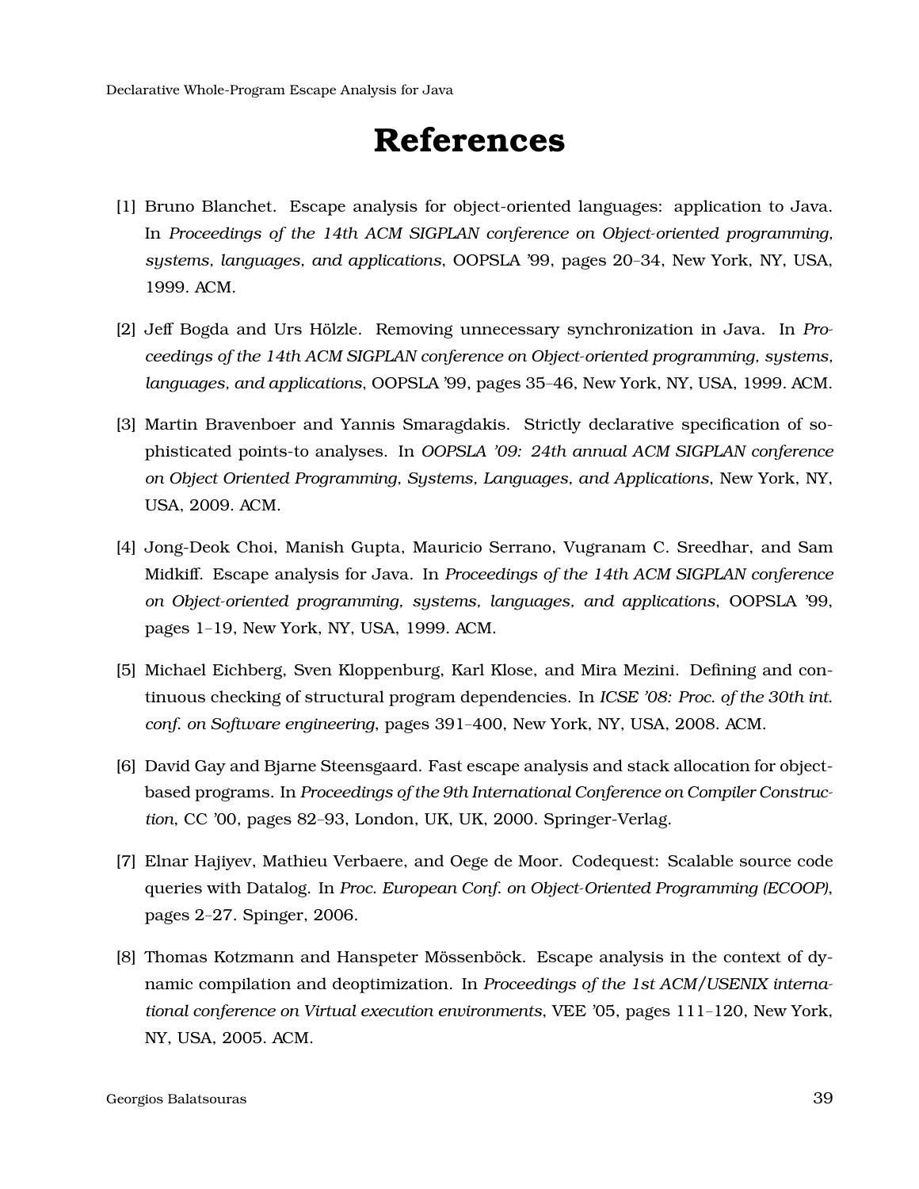# References

[1] Bruno Blanchet. Escape analysis for object-oriented languages: application to Java. In *Proceedings of the 14th ACM SIGPLAN conference on Object-oriented programming, systems, languages, and applications*, OOPSLA '99, pages 20–34, New York, NY, USA, 1999. ACM.

[2] Jeff Bogda and Urs Hölzle. Removing unnecessary synchronization in Java. In *Proceedings of the 14th ACM SIGPLAN conference on Object-oriented programming, systems, languages, and applications*, OOPSLA '99, pages 35–46, New York, NY, USA, 1999. ACM.

[3] Martin Bravenboer and Yannis Smaragdakis. Strictly declarative specification of sophisticated points-to analyses. In *OOPSLA '09: 24th annual ACM SIGPLAN conference on Object Oriented Programming, Systems, Languages, and Applications*, New York, NY, USA, 2009. ACM.

[4] Jong-Deok Choi, Manish Gupta, Mauricio Serrano, Vugranam C. Sreedhar, and Sam Midkiff. Escape analysis for Java. In *Proceedings of the 14th ACM SIGPLAN conference on Object-oriented programming, systems, languages, and applications*, OOPSLA '99, pages 1–19, New York, NY, USA, 1999. ACM.

[5] Michael Eichberg, Sven Kloppenburg, Karl Klose, and Mira Mezini. Defining and continuous checking of structural program dependencies. In *ICSE '08: Proc. of the 30th int. conf. on Software engineering*, pages 391–400, New York, NY, USA, 2008. ACM.

[6] David Gay and Bjarne Steensgaard. Fast escape analysis and stack allocation for object-based programs. In *Proceedings of the 9th International Conference on Compiler Construction*, CC '00, pages 82–93, London, UK, UK, 2000. Springer-Verlag.

[7] Elnar Hajiyev, Mathieu Verbaere, and Oege de Moor. Codequest: Scalable source code queries with Datalog. In *Proc. European Conf. on Object-Oriented Programming (ECOOP)*, pages 2–27. Spinger, 2006.

[8] Thomas Kotzmann and Hanspeter Mössenböck. Escape analysis in the context of dynamic compilation and deoptimization. In *Proceedings of the 1st ACM/USENIX international conference on Virtual execution environments*, VEE '05, pages 111–120, New York, NY, USA, 2005. ACM.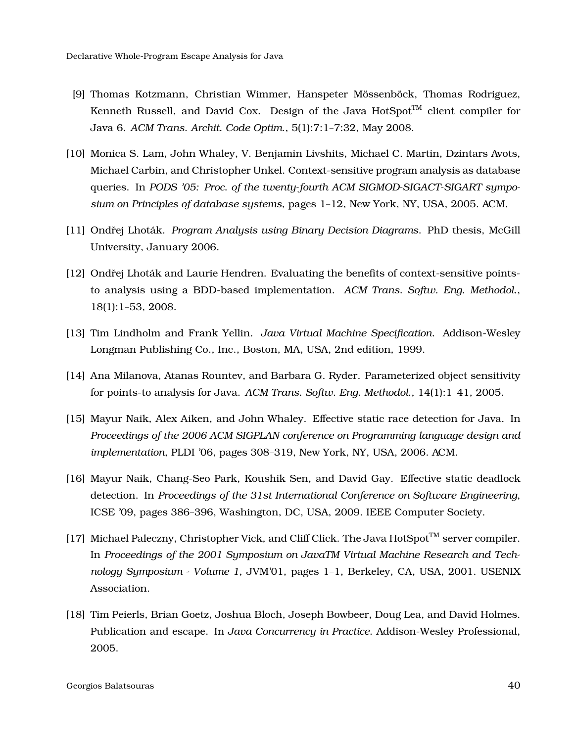[9] Thomas Kotzmann, Christian Wimmer, Hanspeter Mössenböck, Thomas Rodriguez, Kenneth Russell, and David Cox. Design of the Java HotSpot™ client compiler for Java 6. *ACM Trans. Archit. Code Optim.*, 5(1):7:1–7:32, May 2008.

[10] Monica S. Lam, John Whaley, V. Benjamin Livshits, Michael C. Martin, Dzintars Avots, Michael Carbin, and Christopher Unkel. Context-sensitive program analysis as database queries. In *PODS '05: Proc. of the twenty-fourth ACM SIGMOD-SIGACT-SIGART symposium on Principles of database systems*, pages 1–12, New York, NY, USA, 2005. ACM.

[11] Ondřej Lhoták. *Program Analysis using Binary Decision Diagrams.* PhD thesis, McGill University, January 2006.

[12] Ondřej Lhoták and Laurie Hendren. Evaluating the benefits of context-sensitive points-to analysis using a BDD-based implementation. *ACM Trans. Softw. Eng. Methodol.*, 18(1):1–53, 2008.

[13] Tim Lindholm and Frank Yellin. *Java Virtual Machine Specification.* Addison-Wesley Longman Publishing Co., Inc., Boston, MA, USA, 2nd edition, 1999.

[14] Ana Milanova, Atanas Rountev, and Barbara G. Ryder. Parameterized object sensitivity for points-to analysis for Java. *ACM Trans. Softw. Eng. Methodol.*, 14(1):1–41, 2005.

[15] Mayur Naik, Alex Aiken, and John Whaley. Effective static race detection for Java. In *Proceedings of the 2006 ACM SIGPLAN conference on Programming language design and implementation*, PLDI '06, pages 308–319, New York, NY, USA, 2006. ACM.

[16] Mayur Naik, Chang-Seo Park, Koushik Sen, and David Gay. Effective static deadlock detection. In *Proceedings of the 31st International Conference on Software Engineering*, ICSE '09, pages 386–396, Washington, DC, USA, 2009. IEEE Computer Society.

[17] Michael Paleczny, Christopher Vick, and Cliff Click. The Java HotSpot™ server compiler. In *Proceedings of the 2001 Symposium on JavaTM Virtual Machine Research and Technology Symposium - Volume 1*, JVM'01, pages 1–1, Berkeley, CA, USA, 2001. USENIX Association.

[18] Tim Peierls, Brian Goetz, Joshua Bloch, Joseph Bowbeer, Doug Lea, and David Holmes. Publication and escape. In *Java Concurrency in Practice.* Addison-Wesley Professional, 2005.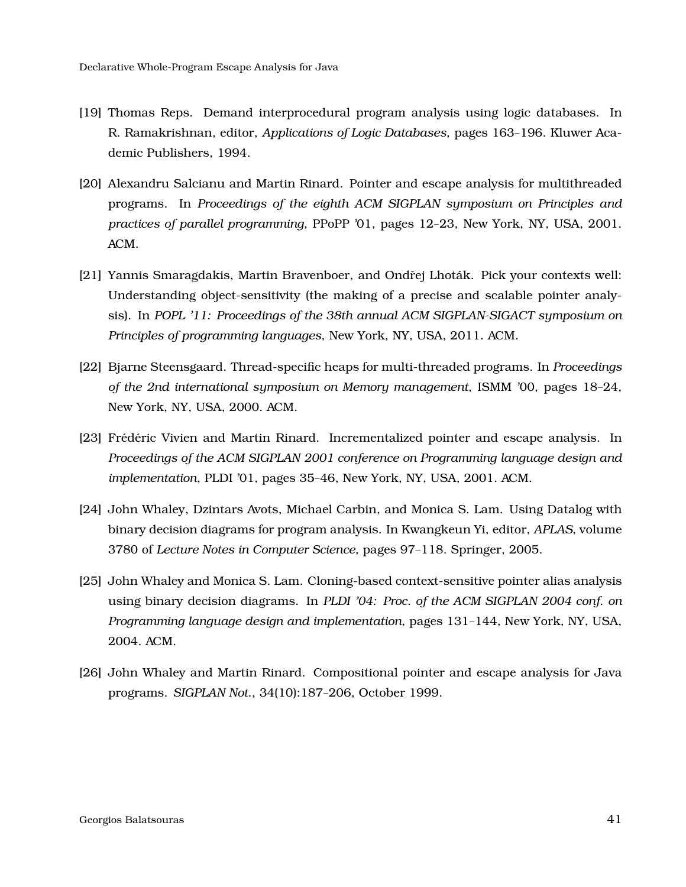[19] Thomas Reps. Demand interprocedural program analysis using logic databases. In R. Ramakrishnan, editor, *Applications of Logic Databases*, pages 163–196. Kluwer Academic Publishers, 1994.

[20] Alexandru Salcianu and Martin Rinard. Pointer and escape analysis for multithreaded programs. In *Proceedings of the eighth ACM SIGPLAN symposium on Principles and practices of parallel programming*, PPoPP '01, pages 12–23, New York, NY, USA, 2001. ACM.

[21] Yannis Smaragdakis, Martin Bravenboer, and Ondřej Lhoták. Pick your contexts well: Understanding object-sensitivity (the making of a precise and scalable pointer analysis). In *POPL '11: Proceedings of the 38th annual ACM SIGPLAN-SIGACT symposium on Principles of programming languages*, New York, NY, USA, 2011. ACM.

[22] Bjarne Steensgaard. Thread-specific heaps for multi-threaded programs. In *Proceedings of the 2nd international symposium on Memory management*, ISMM '00, pages 18–24, New York, NY, USA, 2000. ACM.

[23] Frédéric Vivien and Martin Rinard. Incrementalized pointer and escape analysis. In *Proceedings of the ACM SIGPLAN 2001 conference on Programming language design and implementation*, PLDI '01, pages 35–46, New York, NY, USA, 2001. ACM.

[24] John Whaley, Dzintars Avots, Michael Carbin, and Monica S. Lam. Using Datalog with binary decision diagrams for program analysis. In Kwangkeun Yi, editor, *APLAS*, volume 3780 of *Lecture Notes in Computer Science*, pages 97–118. Springer, 2005.

[25] John Whaley and Monica S. Lam. Cloning-based context-sensitive pointer alias analysis using binary decision diagrams. In *PLDI '04: Proc. of the ACM SIGPLAN 2004 conf. on Programming language design and implementation*, pages 131–144, New York, NY, USA, 2004. ACM.

[26] John Whaley and Martin Rinard. Compositional pointer and escape analysis for Java programs. *SIGPLAN Not.*, 34(10):187–206, October 1999.